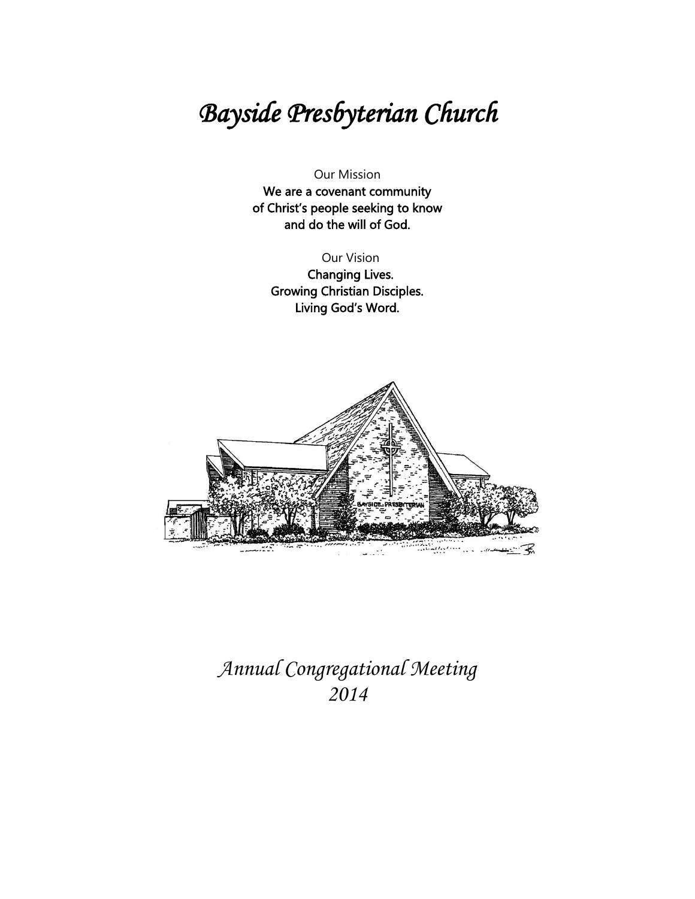# *Bayside Presbyterian Church*

Our Mission

**We are a covenant community of Christ's people seeking to know and do the will of God.**

Our Vision

**Changing Lives.**
**Growing Christian Disciples.**
**Living God's Word.**

*Annual Congregational Meeting*
*2014*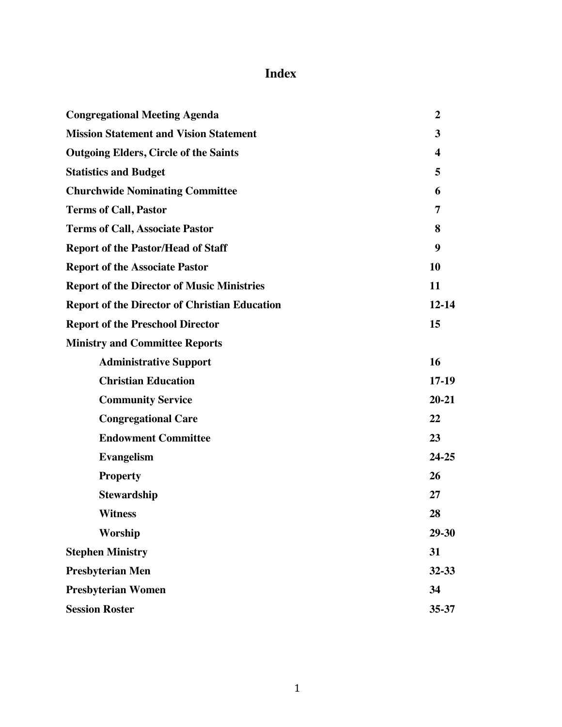# Index

| | |
|---|---|
| **Congregational Meeting Agenda** | **2** |
| **Mission Statement and Vision Statement** | **3** |
| **Outgoing Elders, Circle of the Saints** | **4** |
| **Statistics and Budget** | **5** |
| **Churchwide Nominating Committee** | **6** |
| **Terms of Call, Pastor** | **7** |
| **Terms of Call, Associate Pastor** | **8** |
| **Report of the Pastor/Head of Staff** | **9** |
| **Report of the Associate Pastor** | **10** |
| **Report of the Director of Music Ministries** | **11** |
| **Report of the Director of Christian Education** | **12-14** |
| **Report of the Preschool Director** | **15** |
| **Ministry and Committee Reports** | |
| &nbsp;&nbsp;&nbsp;&nbsp;**Administrative Support** | **16** |
| &nbsp;&nbsp;&nbsp;&nbsp;**Christian Education** | **17-19** |
| &nbsp;&nbsp;&nbsp;&nbsp;**Community Service** | **20-21** |
| &nbsp;&nbsp;&nbsp;&nbsp;**Congregational Care** | **22** |
| &nbsp;&nbsp;&nbsp;&nbsp;**Endowment Committee** | **23** |
| &nbsp;&nbsp;&nbsp;&nbsp;**Evangelism** | **24-25** |
| &nbsp;&nbsp;&nbsp;&nbsp;**Property** | **26** |
| &nbsp;&nbsp;&nbsp;&nbsp;**Stewardship** | **27** |
| &nbsp;&nbsp;&nbsp;&nbsp;**Witness** | **28** |
| &nbsp;&nbsp;&nbsp;&nbsp;**Worship** | **29-30** |
| **Stephen Ministry** | **31** |
| **Presbyterian Men** | **32-33** |
| **Presbyterian Women** | **34** |
| **Session Roster** | **35-37** |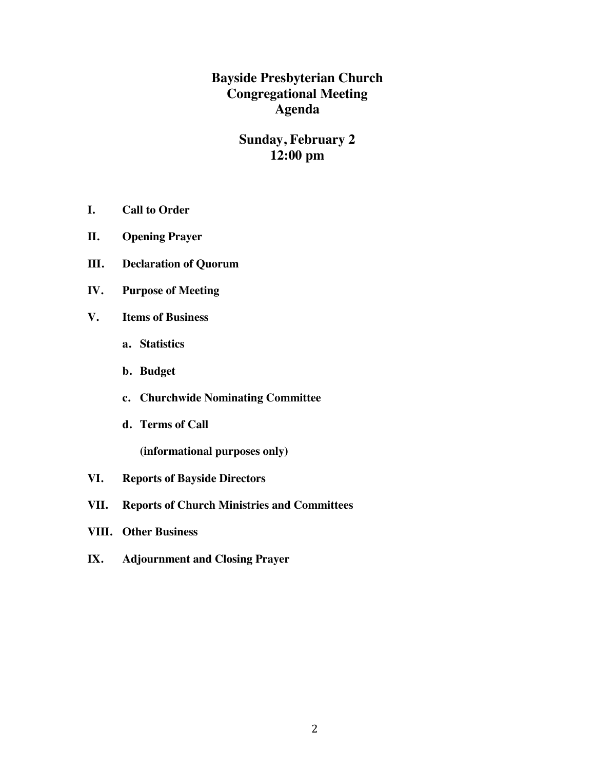# Bayside Presbyterian Church
# Congregational Meeting
# Agenda

## Sunday, February 2
## 12:00 pm

**I. Call to Order**

**II. Opening Prayer**

**III. Declaration of Quorum**

**IV. Purpose of Meeting**

**V. Items of Business**

- **a. Statistics**
- **b. Budget**
- **c. Churchwide Nominating Committee**
- **d. Terms of Call**

  **(informational purposes only)**

**VI. Reports of Bayside Directors**

**VII. Reports of Church Ministries and Committees**

**VIII. Other Business**

**IX. Adjournment and Closing Prayer**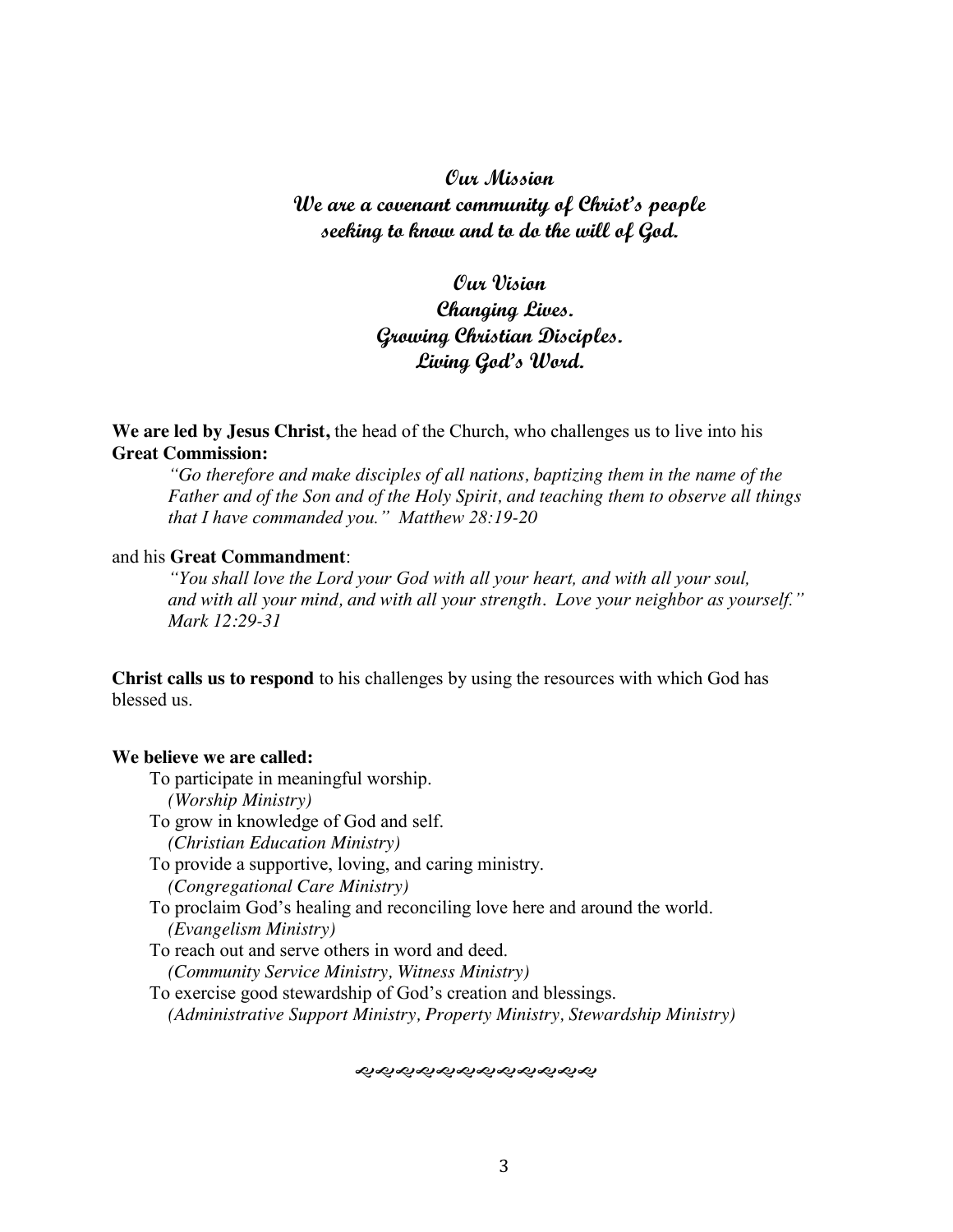## Our Mission

**We are a covenant community of Christ's people seeking to know and to do the will of God.**

## Our Vision

**Changing Lives.**
**Growing Christian Disciples.**
**Living God's Word.**

**We are led by Jesus Christ,** the head of the Church, who challenges us to live into his **Great Commission:**

> *"Go therefore and make disciples of all nations, baptizing them in the name of the Father and of the Son and of the Holy Spirit, and teaching them to observe all things that I have commanded you." Matthew 28:19-20*

and his **Great Commandment**:

> *"You shall love the Lord your God with all your heart, and with all your soul, and with all your mind, and with all your strength. Love your neighbor as yourself." Mark 12:29-31*

**Christ calls us to respond** to his challenges by using the resources with which God has blessed us.

**We believe we are called:**

- To participate in meaningful worship.
  *(Worship Ministry)*
- To grow in knowledge of God and self.
  *(Christian Education Ministry)*
- To provide a supportive, loving, and caring ministry.
  *(Congregational Care Ministry)*
- To proclaim God's healing and reconciling love here and around the world.
  *(Evangelism Ministry)*
- To reach out and serve others in word and deed.
  *(Community Service Ministry, Witness Ministry)*
- To exercise good stewardship of God's creation and blessings.
  *(Administrative Support Ministry, Property Ministry, Stewardship Ministry)*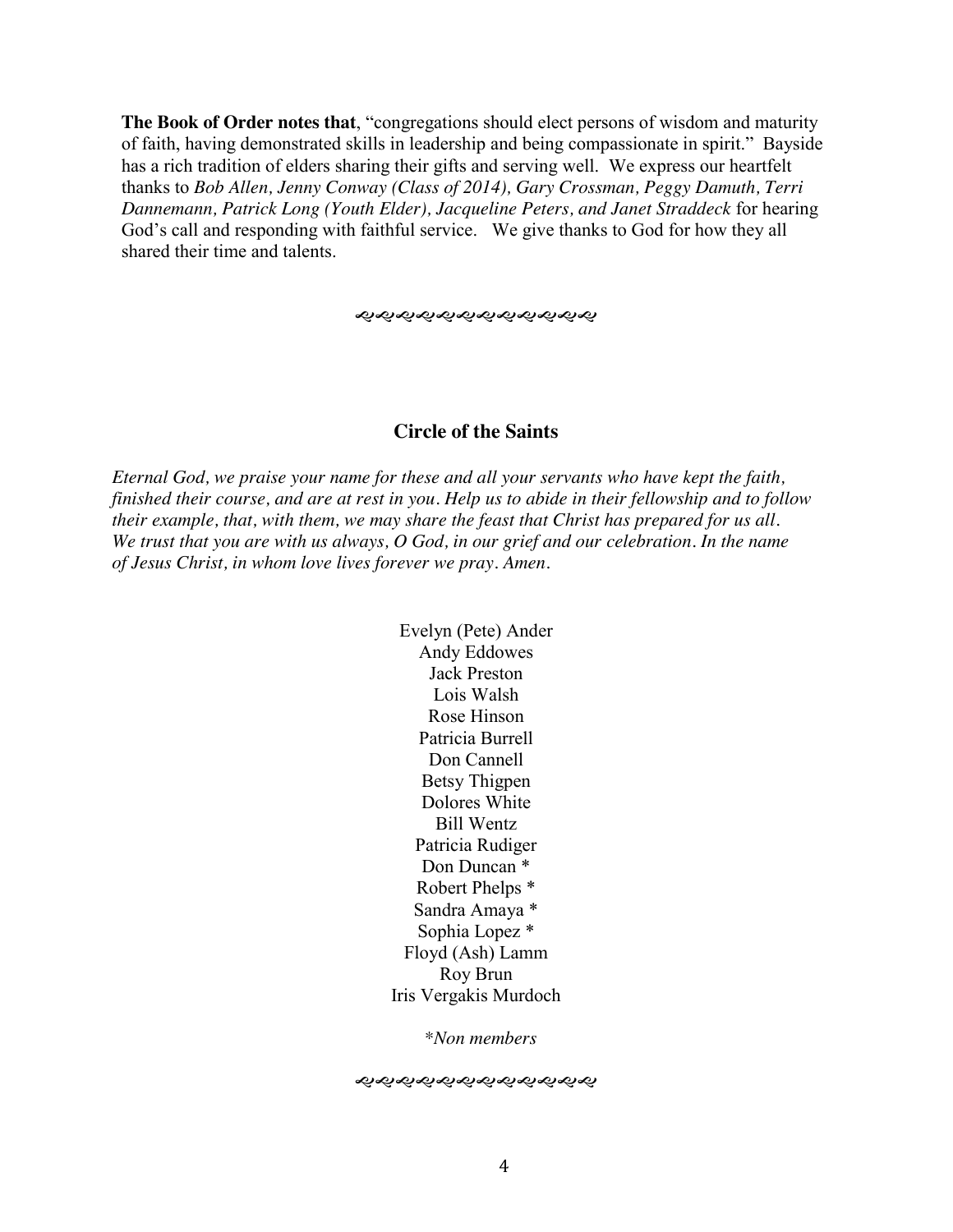**The Book of Order notes that**, "congregations should elect persons of wisdom and maturity of faith, having demonstrated skills in leadership and being compassionate in spirit." Bayside has a rich tradition of elders sharing their gifts and serving well. We express our heartfelt thanks to *Bob Allen, Jenny Conway (Class of 2014), Gary Crossman, Peggy Damuth, Terri Dannemann, Patrick Long (Youth Elder), Jacqueline Peters, and Janet Straddeck* for hearing God's call and responding with faithful service. We give thanks to God for how they all shared their time and talents.

## Circle of the Saints

*Eternal God, we praise your name for these and all your servants who have kept the faith, finished their course, and are at rest in you. Help us to abide in their fellowship and to follow their example, that, with them, we may share the feast that Christ has prepared for us all. We trust that you are with us always, O God, in our grief and our celebration. In the name of Jesus Christ, in whom love lives forever we pray. Amen.*

Evelyn (Pete) Ander
Andy Eddowes
Jack Preston
Lois Walsh
Rose Hinson
Patricia Burrell
Don Cannell
Betsy Thigpen
Dolores White
Bill Wentz
Patricia Rudiger
Don Duncan *
Robert Phelps *
Sandra Amaya *
Sophia Lopez *
Floyd (Ash) Lamm
Roy Brun
Iris Vergakis Murdoch

*\*Non members*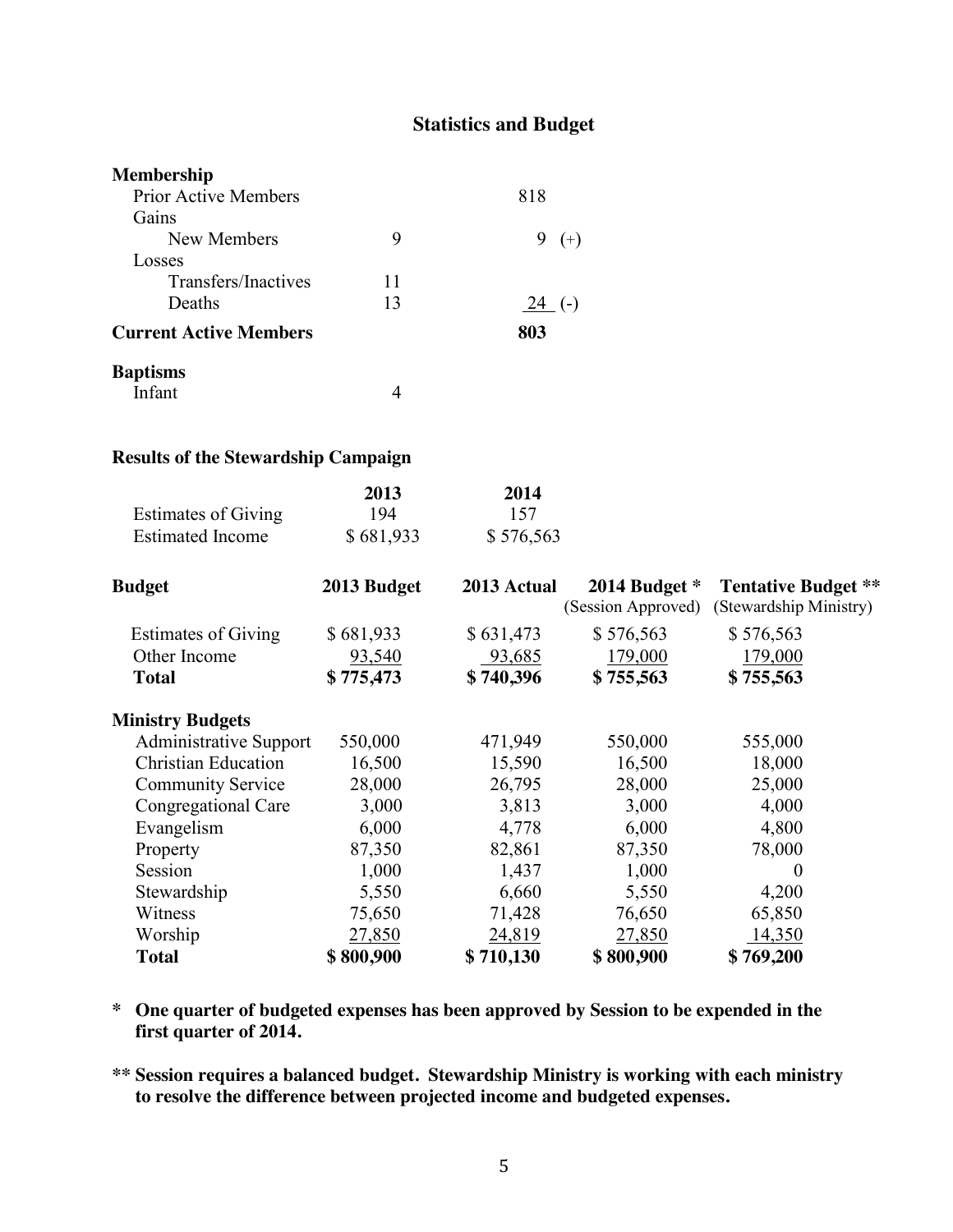## Statistics and Budget

### Membership

| | | |
|---|---|---|
| Prior Active Members | | 818 |
| Gains | | |
| New Members | 9 | 9 (+) |
| Losses | | |
| Transfers/Inactives | 11 | |
| Deaths | 13 | 24 (-) |
| **Current Active Members** | | **803** |

### Baptisms

| | |
|---|---|
| Infant | 4 |

### Results of the Stewardship Campaign

| | 2013 | 2014 |
|---|---|---|
| Estimates of Giving | 194 | 157 |
| Estimated Income | $ 681,933 | $ 576,563 |

| Budget | 2013 Budget | 2013 Actual | 2014 Budget * (Session Approved) | Tentative Budget ** (Stewardship Ministry) |
|---|---|---|---|---|
| Estimates of Giving | $ 681,933 | $ 631,473 | $ 576,563 | $ 576,563 |
| Other Income | 93,540 | 93,685 | 179,000 | 179,000 |
| **Total** | **$ 775,473** | **$ 740,396** | **$ 755,563** | **$ 755,563** |
| **Ministry Budgets** | | | | |
| Administrative Support | 550,000 | 471,949 | 550,000 | 555,000 |
| Christian Education | 16,500 | 15,590 | 16,500 | 18,000 |
| Community Service | 28,000 | 26,795 | 28,000 | 25,000 |
| Congregational Care | 3,000 | 3,813 | 3,000 | 4,000 |
| Evangelism | 6,000 | 4,778 | 6,000 | 4,800 |
| Property | 87,350 | 82,861 | 87,350 | 78,000 |
| Session | 1,000 | 1,437 | 1,000 | 0 |
| Stewardship | 5,550 | 6,660 | 5,550 | 4,200 |
| Witness | 75,650 | 71,428 | 76,650 | 65,850 |
| Worship | 27,850 | 24,819 | 27,850 | 14,350 |
| **Total** | **$ 800,900** | **$ 710,130** | **$ 800,900** | **$ 769,200** |

**\* One quarter of budgeted expenses has been approved by Session to be expended in the first quarter of 2014.**

**\*\* Session requires a balanced budget. Stewardship Ministry is working with each ministry to resolve the difference between projected income and budgeted expenses.**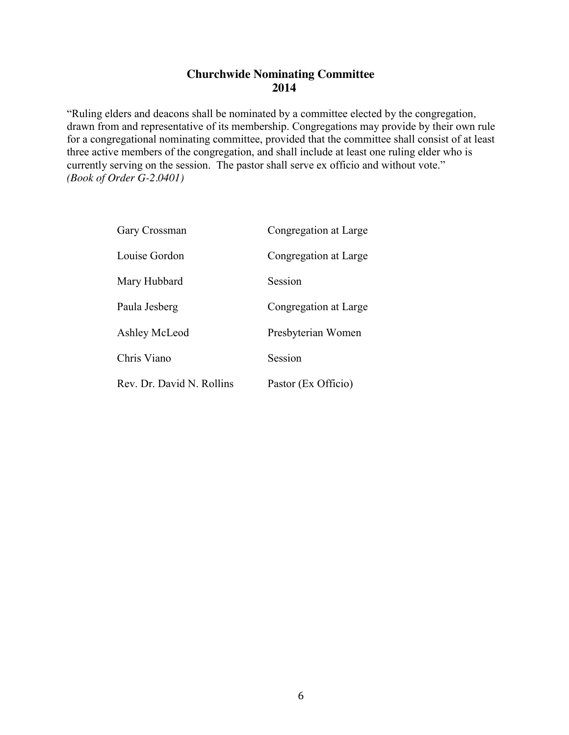## Churchwide Nominating Committee
## 2014

"Ruling elders and deacons shall be nominated by a committee elected by the congregation, drawn from and representative of its membership. Congregations may provide by their own rule for a congregational nominating committee, provided that the committee shall consist of at least three active members of the congregation, and shall include at least one ruling elder who is currently serving on the session. The pastor shall serve ex officio and without vote."
*(Book of Order G-2.0401)*

| | |
|---|---|
| Gary Crossman | Congregation at Large |
| Louise Gordon | Congregation at Large |
| Mary Hubbard | Session |
| Paula Jesberg | Congregation at Large |
| Ashley McLeod | Presbyterian Women |
| Chris Viano | Session |
| Rev. Dr. David N. Rollins | Pastor (Ex Officio) |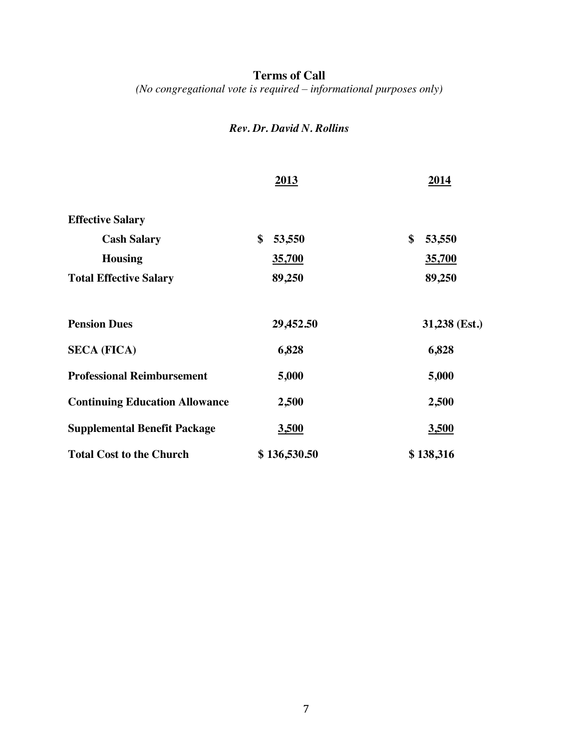## Terms of Call

*(No congregational vote is required – informational purposes only)*

***Rev. Dr. David N. Rollins***

| | 2013 | 2014 |
|---|---|---|
| **Effective Salary** | | |
| **Cash Salary** | **$ 53,550** | **$ 53,550** |
| **Housing** | **35,700** | **35,700** |
| **Total Effective Salary** | **89,250** | **89,250** |
| **Pension Dues** | **29,452.50** | **31,238 (Est.)** |
| **SECA (FICA)** | **6,828** | **6,828** |
| **Professional Reimbursement** | **5,000** | **5,000** |
| **Continuing Education Allowance** | **2,500** | **2,500** |
| **Supplemental Benefit Package** | **3,500** | **3,500** |
| **Total Cost to the Church** | **$ 136,530.50** | **$ 138,316** |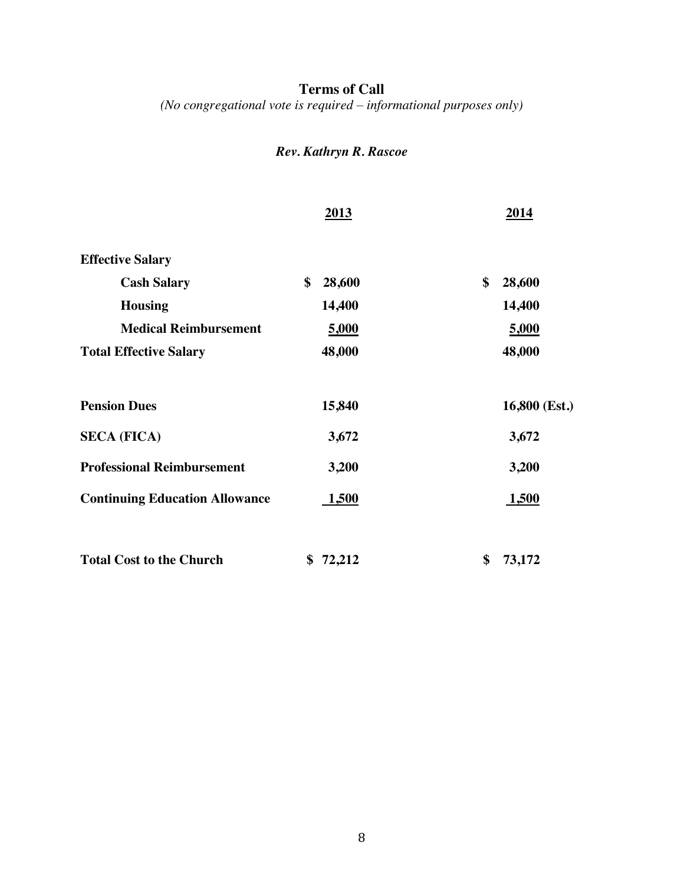## Terms of Call

*(No congregational vote is required – informational purposes only)*

***Rev. Kathryn R. Rascoe***

| | 2013 | 2014 |
|---|---|---|
| **Effective Salary** | | |
| **Cash Salary** | **$ 28,600** | **$ 28,600** |
| **Housing** | **14,400** | **14,400** |
| **Medical Reimbursement** | **5,000** | **5,000** |
| **Total Effective Salary** | **48,000** | **48,000** |
| **Pension Dues** | **15,840** | **16,800 (Est.)** |
| **SECA (FICA)** | **3,672** | **3,672** |
| **Professional Reimbursement** | **3,200** | **3,200** |
| **Continuing Education Allowance** | **1,500** | **1,500** |
| **Total Cost to the Church** | **$ 72,212** | **$ 73,172** |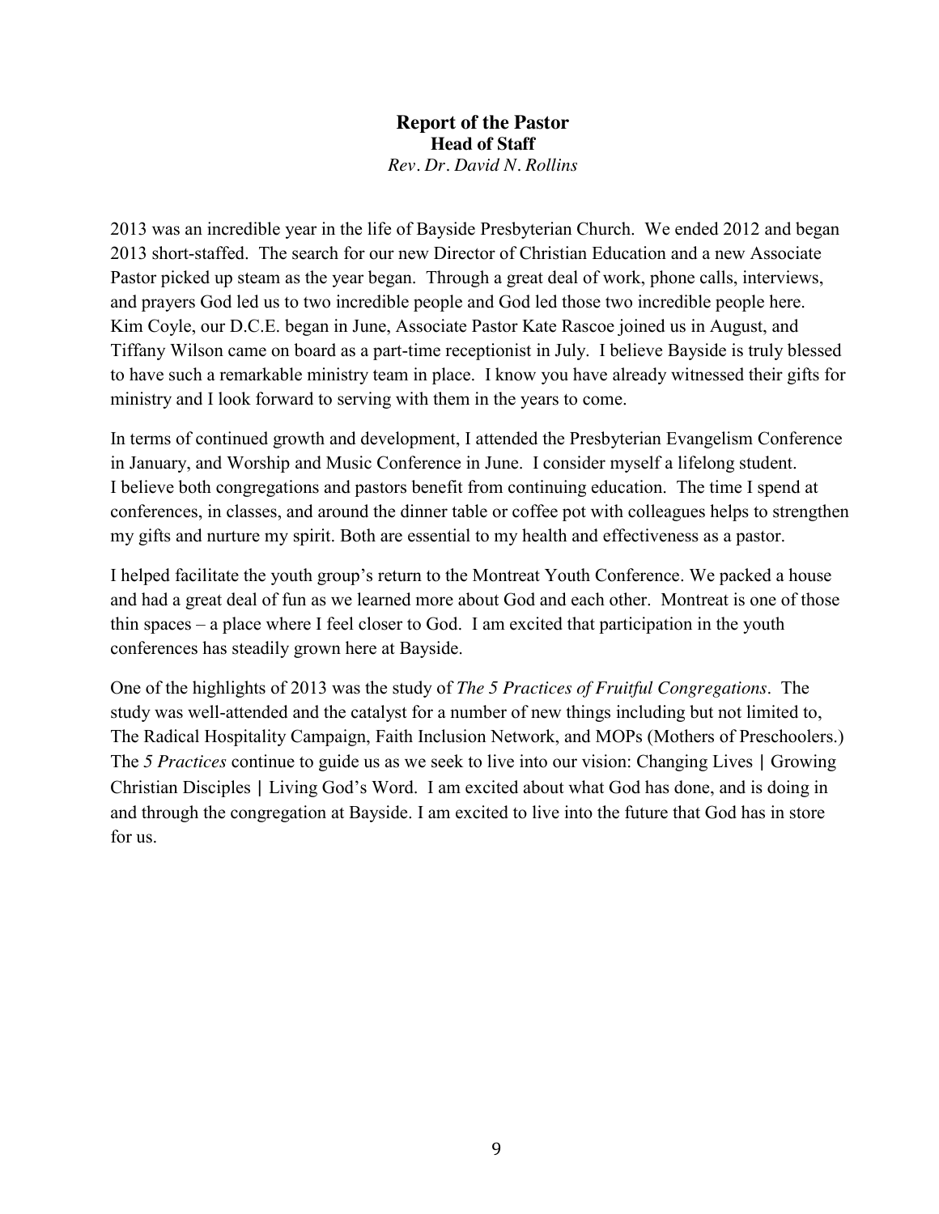# Report of the Pastor

## Head of Staff

*Rev. Dr. David N. Rollins*

2013 was an incredible year in the life of Bayside Presbyterian Church. We ended 2012 and began 2013 short-staffed. The search for our new Director of Christian Education and a new Associate Pastor picked up steam as the year began. Through a great deal of work, phone calls, interviews, and prayers God led us to two incredible people and God led those two incredible people here. Kim Coyle, our D.C.E. began in June, Associate Pastor Kate Rascoe joined us in August, and Tiffany Wilson came on board as a part-time receptionist in July. I believe Bayside is truly blessed to have such a remarkable ministry team in place. I know you have already witnessed their gifts for ministry and I look forward to serving with them in the years to come.

In terms of continued growth and development, I attended the Presbyterian Evangelism Conference in January, and Worship and Music Conference in June. I consider myself a lifelong student. I believe both congregations and pastors benefit from continuing education. The time I spend at conferences, in classes, and around the dinner table or coffee pot with colleagues helps to strengthen my gifts and nurture my spirit. Both are essential to my health and effectiveness as a pastor.

I helped facilitate the youth group's return to the Montreat Youth Conference. We packed a house and had a great deal of fun as we learned more about God and each other. Montreat is one of those thin spaces – a place where I feel closer to God. I am excited that participation in the youth conferences has steadily grown here at Bayside.

One of the highlights of 2013 was the study of *The 5 Practices of Fruitful Congregations*. The study was well-attended and the catalyst for a number of new things including but not limited to, The Radical Hospitality Campaign, Faith Inclusion Network, and MOPs (Mothers of Preschoolers.) The *5 Practices* continue to guide us as we seek to live into our vision: Changing Lives | Growing Christian Disciples | Living God's Word. I am excited about what God has done, and is doing in and through the congregation at Bayside. I am excited to live into the future that God has in store for us.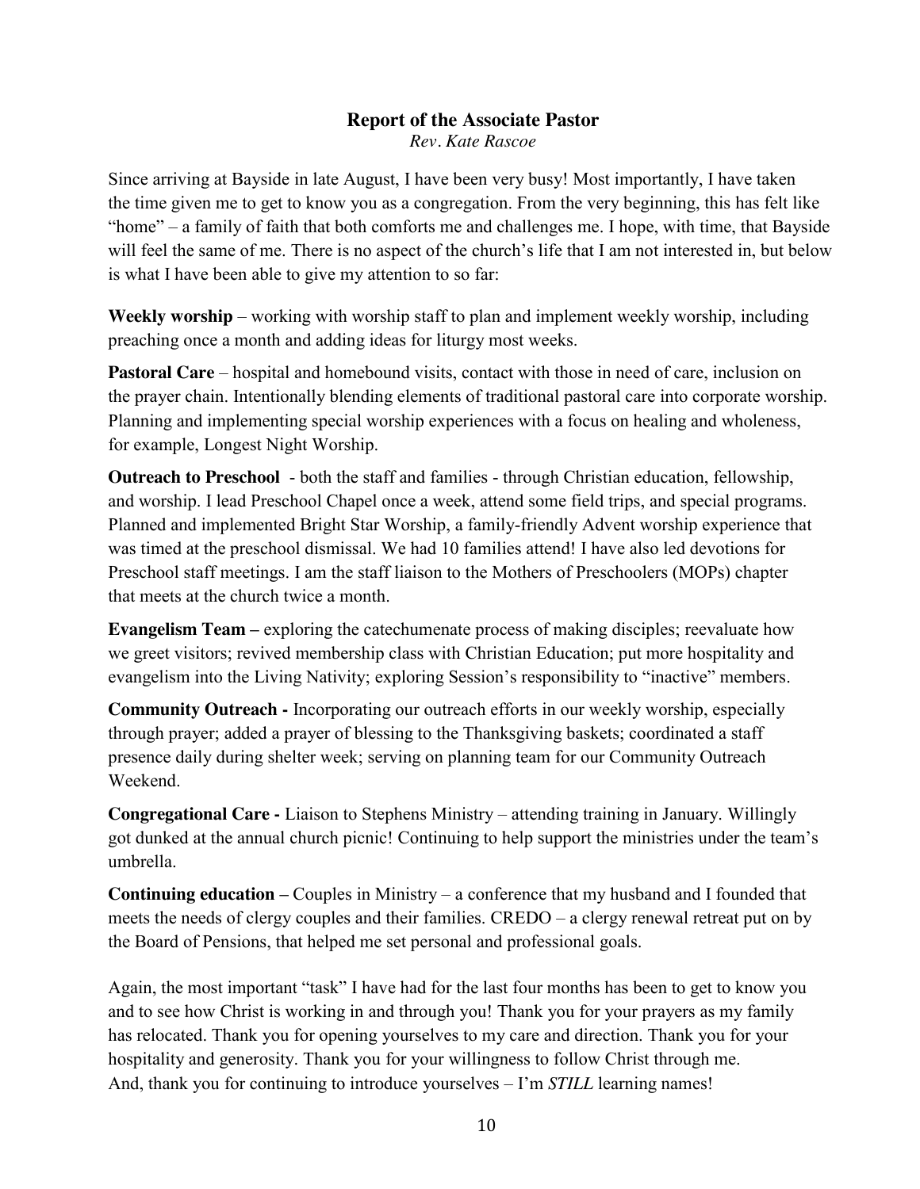## Report of the Associate Pastor

*Rev. Kate Rascoe*

Since arriving at Bayside in late August, I have been very busy! Most importantly, I have taken the time given me to get to know you as a congregation. From the very beginning, this has felt like "home" – a family of faith that both comforts me and challenges me. I hope, with time, that Bayside will feel the same of me. There is no aspect of the church's life that I am not interested in, but below is what I have been able to give my attention to so far:

**Weekly worship** – working with worship staff to plan and implement weekly worship, including preaching once a month and adding ideas for liturgy most weeks.

**Pastoral Care** – hospital and homebound visits, contact with those in need of care, inclusion on the prayer chain. Intentionally blending elements of traditional pastoral care into corporate worship. Planning and implementing special worship experiences with a focus on healing and wholeness, for example, Longest Night Worship.

**Outreach to Preschool** - both the staff and families - through Christian education, fellowship, and worship. I lead Preschool Chapel once a week, attend some field trips, and special programs. Planned and implemented Bright Star Worship, a family-friendly Advent worship experience that was timed at the preschool dismissal. We had 10 families attend! I have also led devotions for Preschool staff meetings. I am the staff liaison to the Mothers of Preschoolers (MOPs) chapter that meets at the church twice a month.

**Evangelism Team –** exploring the catechumenate process of making disciples; reevaluate how we greet visitors; revived membership class with Christian Education; put more hospitality and evangelism into the Living Nativity; exploring Session's responsibility to "inactive" members.

**Community Outreach -** Incorporating our outreach efforts in our weekly worship, especially through prayer; added a prayer of blessing to the Thanksgiving baskets; coordinated a staff presence daily during shelter week; serving on planning team for our Community Outreach Weekend.

**Congregational Care -** Liaison to Stephens Ministry – attending training in January. Willingly got dunked at the annual church picnic! Continuing to help support the ministries under the team's umbrella.

**Continuing education –** Couples in Ministry – a conference that my husband and I founded that meets the needs of clergy couples and their families. CREDO – a clergy renewal retreat put on by the Board of Pensions, that helped me set personal and professional goals.

Again, the most important "task" I have had for the last four months has been to get to know you and to see how Christ is working in and through you! Thank you for your prayers as my family has relocated. Thank you for opening yourselves to my care and direction. Thank you for your hospitality and generosity. Thank you for your willingness to follow Christ through me. And, thank you for continuing to introduce yourselves – I'm *STILL* learning names!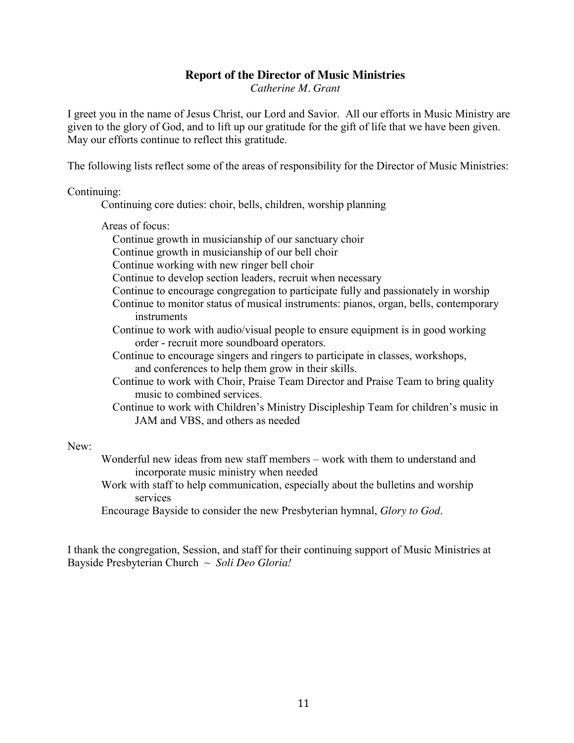## Report of the Director of Music Ministries

*Catherine M. Grant*

I greet you in the name of Jesus Christ, our Lord and Savior. All our efforts in Music Ministry are given to the glory of God, and to lift up our gratitude for the gift of life that we have been given. May our efforts continue to reflect this gratitude.

The following lists reflect some of the areas of responsibility for the Director of Music Ministries:

Continuing:

- Continuing core duties: choir, bells, children, worship planning

- Areas of focus:
  - Continue growth in musicianship of our sanctuary choir
  - Continue growth in musicianship of our bell choir
  - Continue working with new ringer bell choir
  - Continue to develop section leaders, recruit when necessary
  - Continue to encourage congregation to participate fully and passionately in worship
  - Continue to monitor status of musical instruments: pianos, organ, bells, contemporary instruments
  - Continue to work with audio/visual people to ensure equipment is in good working order - recruit more soundboard operators.
  - Continue to encourage singers and ringers to participate in classes, workshops, and conferences to help them grow in their skills.
  - Continue to work with Choir, Praise Team Director and Praise Team to bring quality music to combined services.
  - Continue to work with Children's Ministry Discipleship Team for children's music in JAM and VBS, and others as needed

New:

- Wonderful new ideas from new staff members – work with them to understand and incorporate music ministry when needed
- Work with staff to help communication, especially about the bulletins and worship services
- Encourage Bayside to consider the new Presbyterian hymnal, *Glory to God*.

I thank the congregation, Session, and staff for their continuing support of Music Ministries at Bayside Presbyterian Church ~ *Soli Deo Gloria!*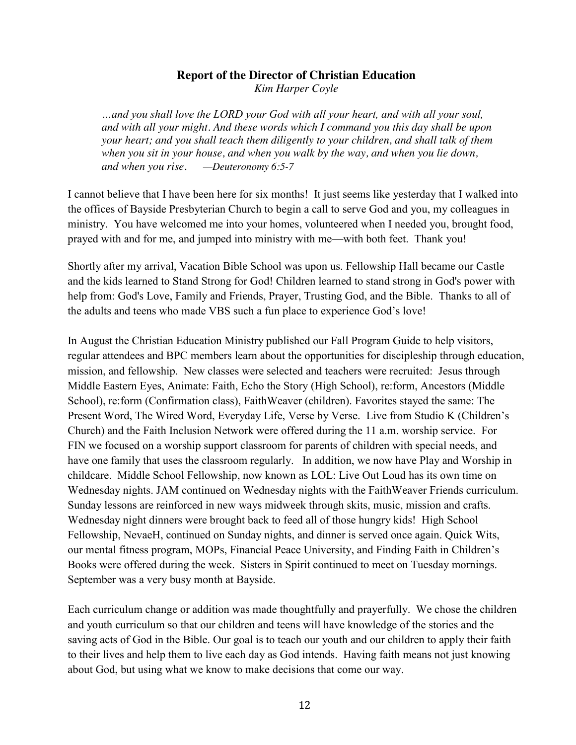## Report of the Director of Christian Education

*Kim Harper Coyle*

> *…and you shall love the LORD your God with all your heart, and with all your soul, and with all your might. And these words which I command you this day shall be upon your heart; and you shall teach them diligently to your children, and shall talk of them when you sit in your house, and when you walk by the way, and when you lie down, and when you rise. —Deuteronomy 6:5-7*

I cannot believe that I have been here for six months! It just seems like yesterday that I walked into the offices of Bayside Presbyterian Church to begin a call to serve God and you, my colleagues in ministry. You have welcomed me into your homes, volunteered when I needed you, brought food, prayed with and for me, and jumped into ministry with me—with both feet. Thank you!

Shortly after my arrival, Vacation Bible School was upon us. Fellowship Hall became our Castle and the kids learned to Stand Strong for God! Children learned to stand strong in God's power with help from: God's Love, Family and Friends, Prayer, Trusting God, and the Bible. Thanks to all of the adults and teens who made VBS such a fun place to experience God's love!

In August the Christian Education Ministry published our Fall Program Guide to help visitors, regular attendees and BPC members learn about the opportunities for discipleship through education, mission, and fellowship. New classes were selected and teachers were recruited: Jesus through Middle Eastern Eyes, Animate: Faith, Echo the Story (High School), re:form, Ancestors (Middle School), re:form (Confirmation class), FaithWeaver (children). Favorites stayed the same: The Present Word, The Wired Word, Everyday Life, Verse by Verse. Live from Studio K (Children's Church) and the Faith Inclusion Network were offered during the 11 a.m. worship service. For FIN we focused on a worship support classroom for parents of children with special needs, and have one family that uses the classroom regularly. In addition, we now have Play and Worship in childcare. Middle School Fellowship, now known as LOL: Live Out Loud has its own time on Wednesday nights. JAM continued on Wednesday nights with the FaithWeaver Friends curriculum. Sunday lessons are reinforced in new ways midweek through skits, music, mission and crafts. Wednesday night dinners were brought back to feed all of those hungry kids! High School Fellowship, NevaeH, continued on Sunday nights, and dinner is served once again. Quick Wits, our mental fitness program, MOPs, Financial Peace University, and Finding Faith in Children's Books were offered during the week. Sisters in Spirit continued to meet on Tuesday mornings. September was a very busy month at Bayside.

Each curriculum change or addition was made thoughtfully and prayerfully. We chose the children and youth curriculum so that our children and teens will have knowledge of the stories and the saving acts of God in the Bible. Our goal is to teach our youth and our children to apply their faith to their lives and help them to live each day as God intends. Having faith means not just knowing about God, but using what we know to make decisions that come our way.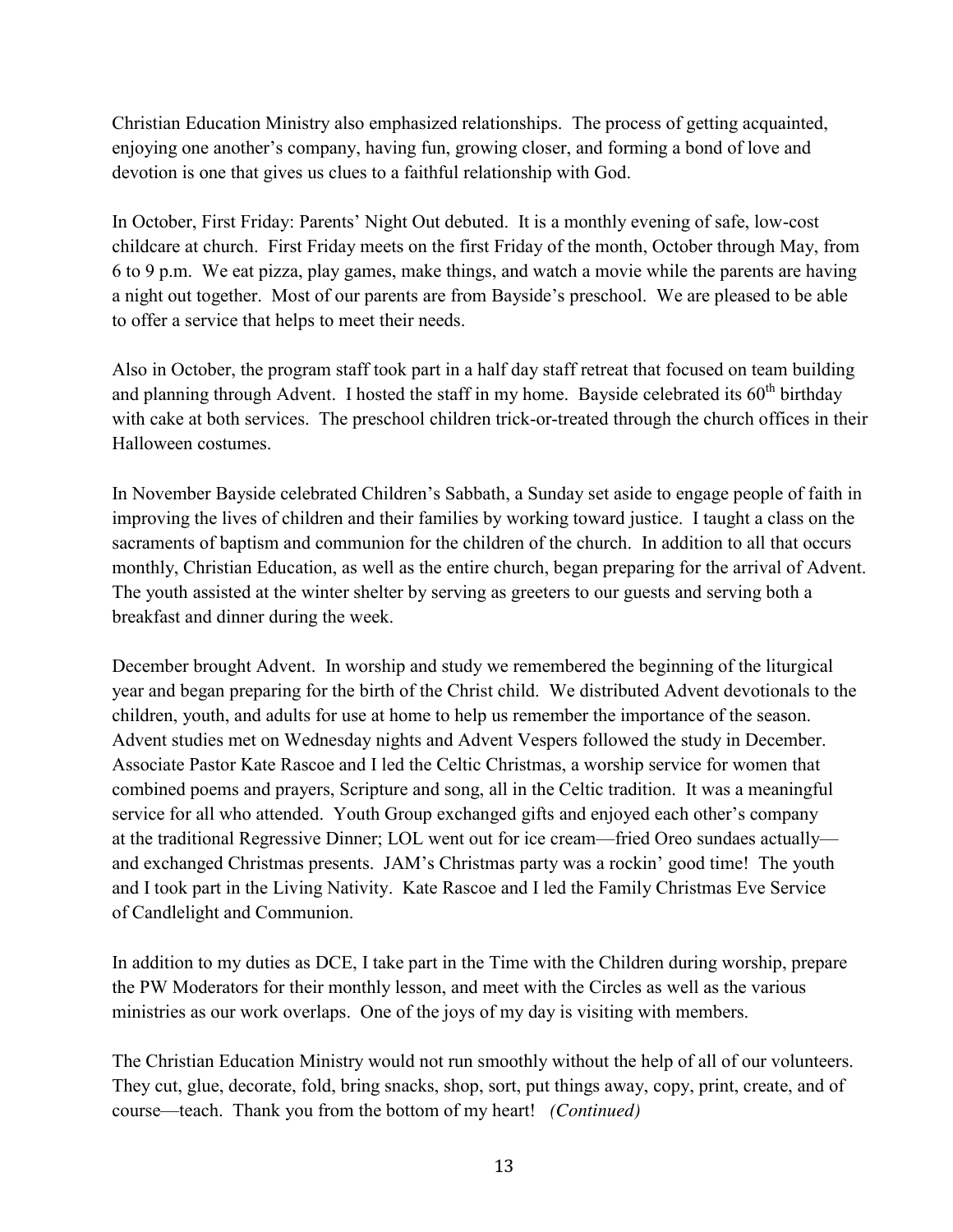Christian Education Ministry also emphasized relationships. The process of getting acquainted, enjoying one another's company, having fun, growing closer, and forming a bond of love and devotion is one that gives us clues to a faithful relationship with God.

In October, First Friday: Parents' Night Out debuted. It is a monthly evening of safe, low-cost childcare at church. First Friday meets on the first Friday of the month, October through May, from 6 to 9 p.m. We eat pizza, play games, make things, and watch a movie while the parents are having a night out together. Most of our parents are from Bayside's preschool. We are pleased to be able to offer a service that helps to meet their needs.

Also in October, the program staff took part in a half day staff retreat that focused on team building and planning through Advent. I hosted the staff in my home. Bayside celebrated its 60th birthday with cake at both services. The preschool children trick-or-treated through the church offices in their Halloween costumes.

In November Bayside celebrated Children's Sabbath, a Sunday set aside to engage people of faith in improving the lives of children and their families by working toward justice. I taught a class on the sacraments of baptism and communion for the children of the church. In addition to all that occurs monthly, Christian Education, as well as the entire church, began preparing for the arrival of Advent. The youth assisted at the winter shelter by serving as greeters to our guests and serving both a breakfast and dinner during the week.

December brought Advent. In worship and study we remembered the beginning of the liturgical year and began preparing for the birth of the Christ child. We distributed Advent devotionals to the children, youth, and adults for use at home to help us remember the importance of the season. Advent studies met on Wednesday nights and Advent Vespers followed the study in December. Associate Pastor Kate Rascoe and I led the Celtic Christmas, a worship service for women that combined poems and prayers, Scripture and song, all in the Celtic tradition. It was a meaningful service for all who attended. Youth Group exchanged gifts and enjoyed each other's company at the traditional Regressive Dinner; LOL went out for ice cream—fried Oreo sundaes actually—and exchanged Christmas presents. JAM's Christmas party was a rockin' good time! The youth and I took part in the Living Nativity. Kate Rascoe and I led the Family Christmas Eve Service of Candlelight and Communion.

In addition to my duties as DCE, I take part in the Time with the Children during worship, prepare the PW Moderators for their monthly lesson, and meet with the Circles as well as the various ministries as our work overlaps. One of the joys of my day is visiting with members.

The Christian Education Ministry would not run smoothly without the help of all of our volunteers. They cut, glue, decorate, fold, bring snacks, shop, sort, put things away, copy, print, create, and of course—teach. Thank you from the bottom of my heart! *(Continued)*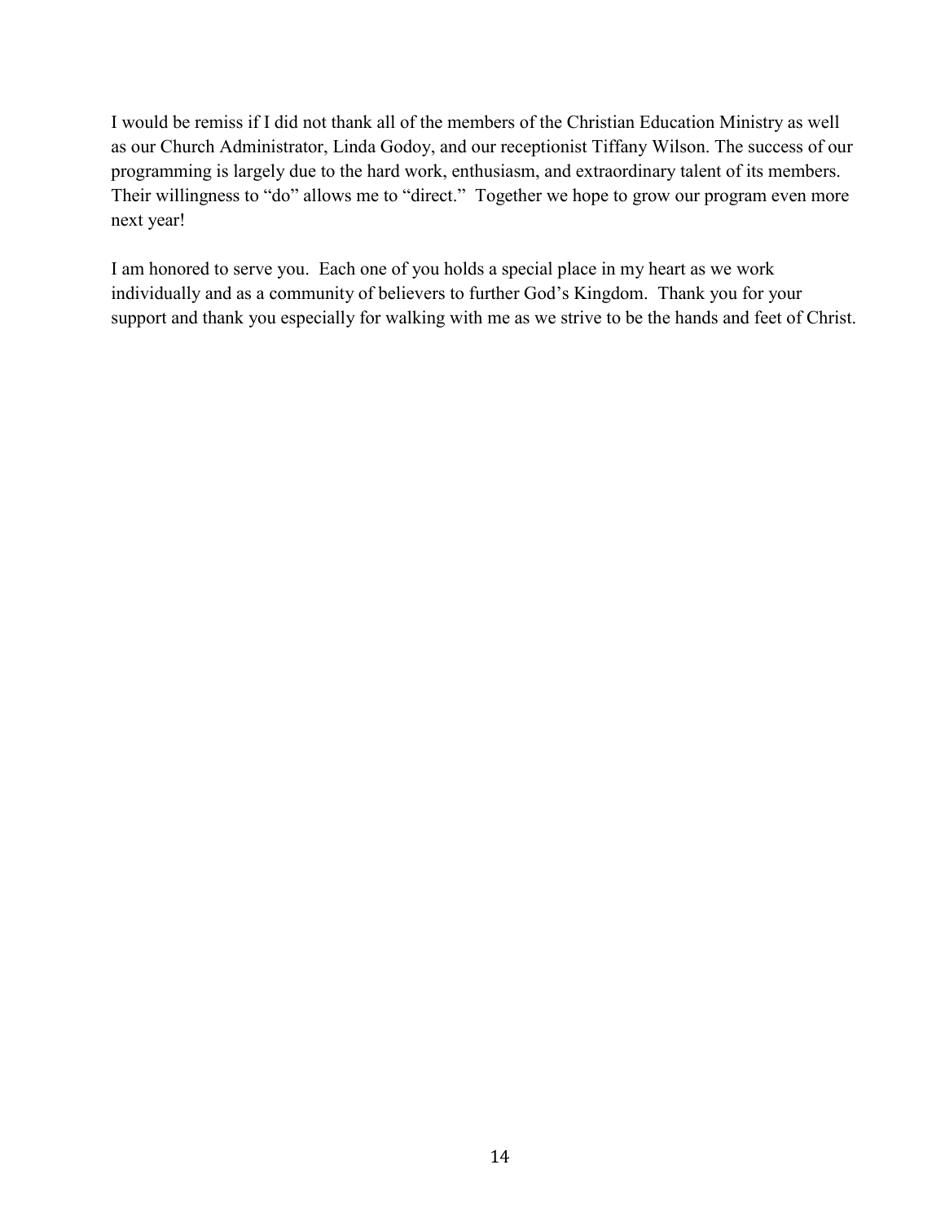I would be remiss if I did not thank all of the members of the Christian Education Ministry as well as our Church Administrator, Linda Godoy, and our receptionist Tiffany Wilson. The success of our programming is largely due to the hard work, enthusiasm, and extraordinary talent of its members. Their willingness to "do" allows me to "direct." Together we hope to grow our program even more next year!

I am honored to serve you. Each one of you holds a special place in my heart as we work individually and as a community of believers to further God's Kingdom. Thank you for your support and thank you especially for walking with me as we strive to be the hands and feet of Christ.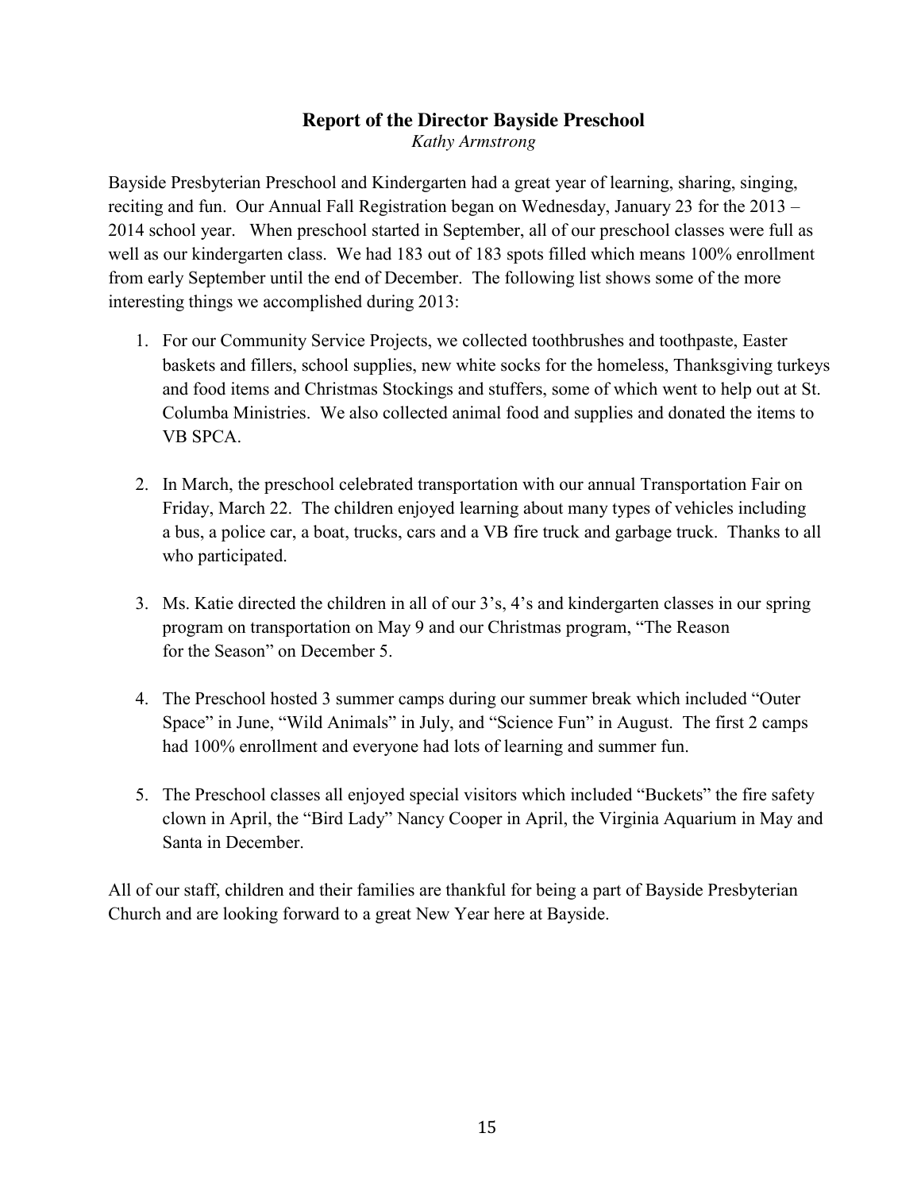## Report of the Director Bayside Preschool

*Kathy Armstrong*

Bayside Presbyterian Preschool and Kindergarten had a great year of learning, sharing, singing, reciting and fun. Our Annual Fall Registration began on Wednesday, January 23 for the 2013 – 2014 school year. When preschool started in September, all of our preschool classes were full as well as our kindergarten class. We had 183 out of 183 spots filled which means 100% enrollment from early September until the end of December. The following list shows some of the more interesting things we accomplished during 2013:

1. For our Community Service Projects, we collected toothbrushes and toothpaste, Easter baskets and fillers, school supplies, new white socks for the homeless, Thanksgiving turkeys and food items and Christmas Stockings and stuffers, some of which went to help out at St. Columba Ministries. We also collected animal food and supplies and donated the items to VB SPCA.

2. In March, the preschool celebrated transportation with our annual Transportation Fair on Friday, March 22. The children enjoyed learning about many types of vehicles including a bus, a police car, a boat, trucks, cars and a VB fire truck and garbage truck. Thanks to all who participated.

3. Ms. Katie directed the children in all of our 3's, 4's and kindergarten classes in our spring program on transportation on May 9 and our Christmas program, "The Reason for the Season" on December 5.

4. The Preschool hosted 3 summer camps during our summer break which included "Outer Space" in June, "Wild Animals" in July, and "Science Fun" in August. The first 2 camps had 100% enrollment and everyone had lots of learning and summer fun.

5. The Preschool classes all enjoyed special visitors which included "Buckets" the fire safety clown in April, the "Bird Lady" Nancy Cooper in April, the Virginia Aquarium in May and Santa in December.

All of our staff, children and their families are thankful for being a part of Bayside Presbyterian Church and are looking forward to a great New Year here at Bayside.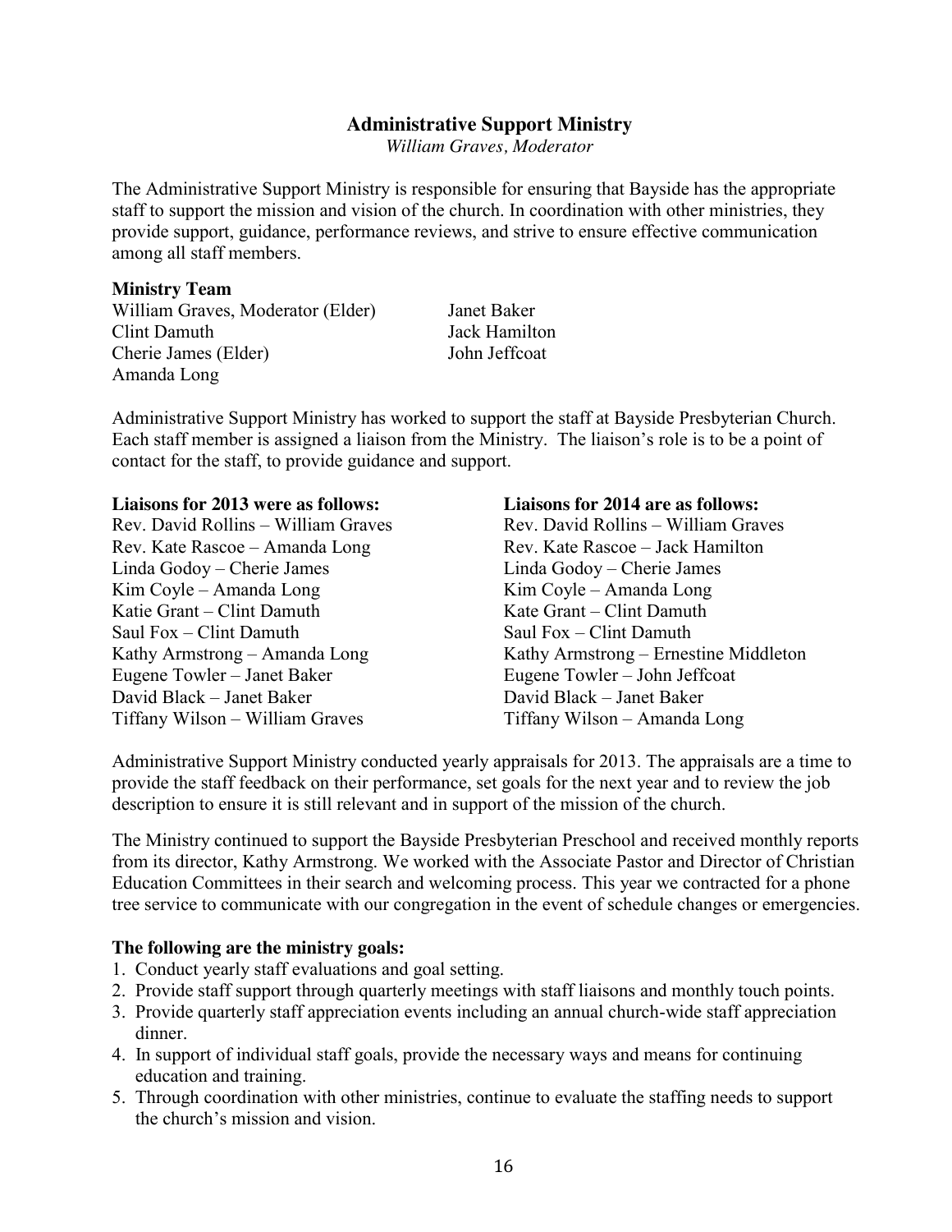## Administrative Support Ministry

*William Graves, Moderator*

The Administrative Support Ministry is responsible for ensuring that Bayside has the appropriate staff to support the mission and vision of the church. In coordination with other ministries, they provide support, guidance, performance reviews, and strive to ensure effective communication among all staff members.

**Ministry Team**

William Graves, Moderator (Elder)
Clint Damuth
Cherie James (Elder)
Amanda Long
Janet Baker
Jack Hamilton
John Jeffcoat

Administrative Support Ministry has worked to support the staff at Bayside Presbyterian Church. Each staff member is assigned a liaison from the Ministry. The liaison's role is to be a point of contact for the staff, to provide guidance and support.

**Liaisons for 2013 were as follows:**

Rev. David Rollins – William Graves
Rev. Kate Rascoe – Amanda Long
Linda Godoy – Cherie James
Kim Coyle – Amanda Long
Katie Grant – Clint Damuth
Saul Fox – Clint Damuth
Kathy Armstrong – Amanda Long
Eugene Towler – Janet Baker
David Black – Janet Baker
Tiffany Wilson – William Graves

**Liaisons for 2014 are as follows:**

Rev. David Rollins – William Graves
Rev. Kate Rascoe – Jack Hamilton
Linda Godoy – Cherie James
Kim Coyle – Amanda Long
Kate Grant – Clint Damuth
Saul Fox – Clint Damuth
Kathy Armstrong – Ernestine Middleton
Eugene Towler – John Jeffcoat
David Black – Janet Baker
Tiffany Wilson – Amanda Long

Administrative Support Ministry conducted yearly appraisals for 2013. The appraisals are a time to provide the staff feedback on their performance, set goals for the next year and to review the job description to ensure it is still relevant and in support of the mission of the church.

The Ministry continued to support the Bayside Presbyterian Preschool and received monthly reports from its director, Kathy Armstrong. We worked with the Associate Pastor and Director of Christian Education Committees in their search and welcoming process. This year we contracted for a phone tree service to communicate with our congregation in the event of schedule changes or emergencies.

**The following are the ministry goals:**

1. Conduct yearly staff evaluations and goal setting.
2. Provide staff support through quarterly meetings with staff liaisons and monthly touch points.
3. Provide quarterly staff appreciation events including an annual church-wide staff appreciation dinner.
4. In support of individual staff goals, provide the necessary ways and means for continuing education and training.
5. Through coordination with other ministries, continue to evaluate the staffing needs to support the church's mission and vision.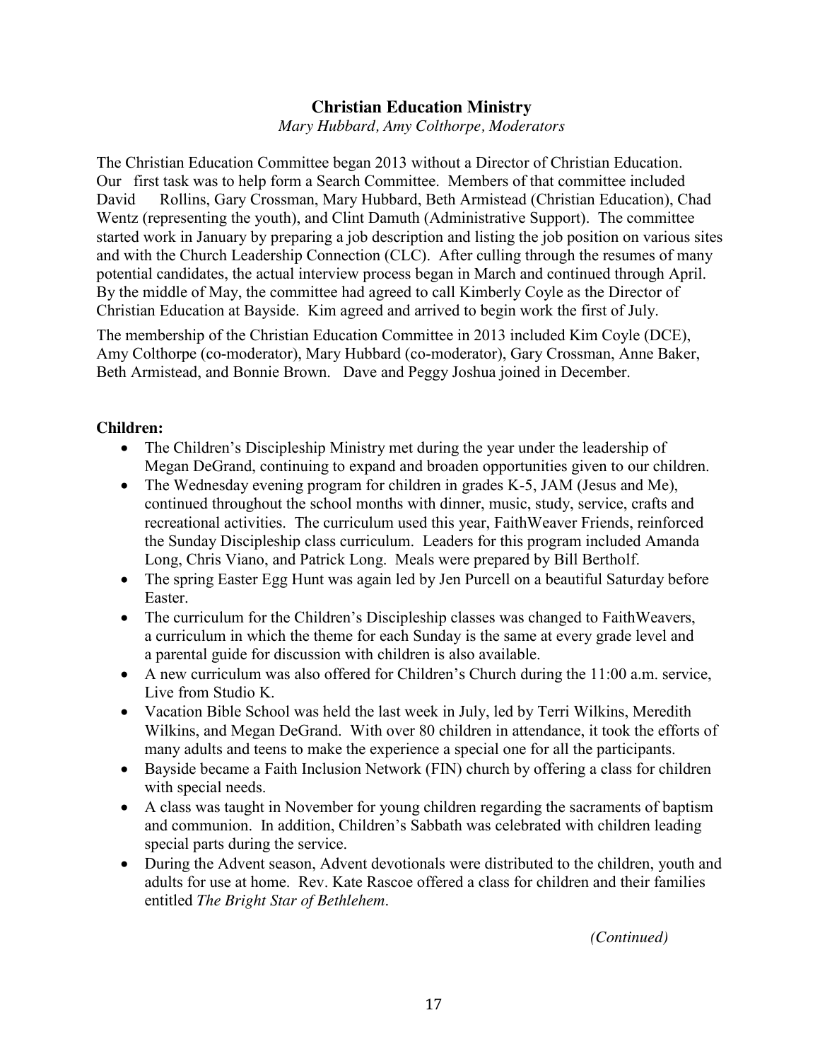## Christian Education Ministry

*Mary Hubbard, Amy Colthorpe, Moderators*

The Christian Education Committee began 2013 without a Director of Christian Education. Our first task was to help form a Search Committee. Members of that committee included David Rollins, Gary Crossman, Mary Hubbard, Beth Armistead (Christian Education), Chad Wentz (representing the youth), and Clint Damuth (Administrative Support). The committee started work in January by preparing a job description and listing the job position on various sites and with the Church Leadership Connection (CLC). After culling through the resumes of many potential candidates, the actual interview process began in March and continued through April. By the middle of May, the committee had agreed to call Kimberly Coyle as the Director of Christian Education at Bayside. Kim agreed and arrived to begin work the first of July.

The membership of the Christian Education Committee in 2013 included Kim Coyle (DCE), Amy Colthorpe (co-moderator), Mary Hubbard (co-moderator), Gary Crossman, Anne Baker, Beth Armistead, and Bonnie Brown. Dave and Peggy Joshua joined in December.

**Children:**

- The Children's Discipleship Ministry met during the year under the leadership of Megan DeGrand, continuing to expand and broaden opportunities given to our children.
- The Wednesday evening program for children in grades K-5, JAM (Jesus and Me), continued throughout the school months with dinner, music, study, service, crafts and recreational activities. The curriculum used this year, FaithWeaver Friends, reinforced the Sunday Discipleship class curriculum. Leaders for this program included Amanda Long, Chris Viano, and Patrick Long. Meals were prepared by Bill Bertholf.
- The spring Easter Egg Hunt was again led by Jen Purcell on a beautiful Saturday before Easter.
- The curriculum for the Children's Discipleship classes was changed to FaithWeavers, a curriculum in which the theme for each Sunday is the same at every grade level and a parental guide for discussion with children is also available.
- A new curriculum was also offered for Children's Church during the 11:00 a.m. service, Live from Studio K.
- Vacation Bible School was held the last week in July, led by Terri Wilkins, Meredith Wilkins, and Megan DeGrand. With over 80 children in attendance, it took the efforts of many adults and teens to make the experience a special one for all the participants.
- Bayside became a Faith Inclusion Network (FIN) church by offering a class for children with special needs.
- A class was taught in November for young children regarding the sacraments of baptism and communion. In addition, Children's Sabbath was celebrated with children leading special parts during the service.
- During the Advent season, Advent devotionals were distributed to the children, youth and adults for use at home. Rev. Kate Rascoe offered a class for children and their families entitled *The Bright Star of Bethlehem*.

*(Continued)*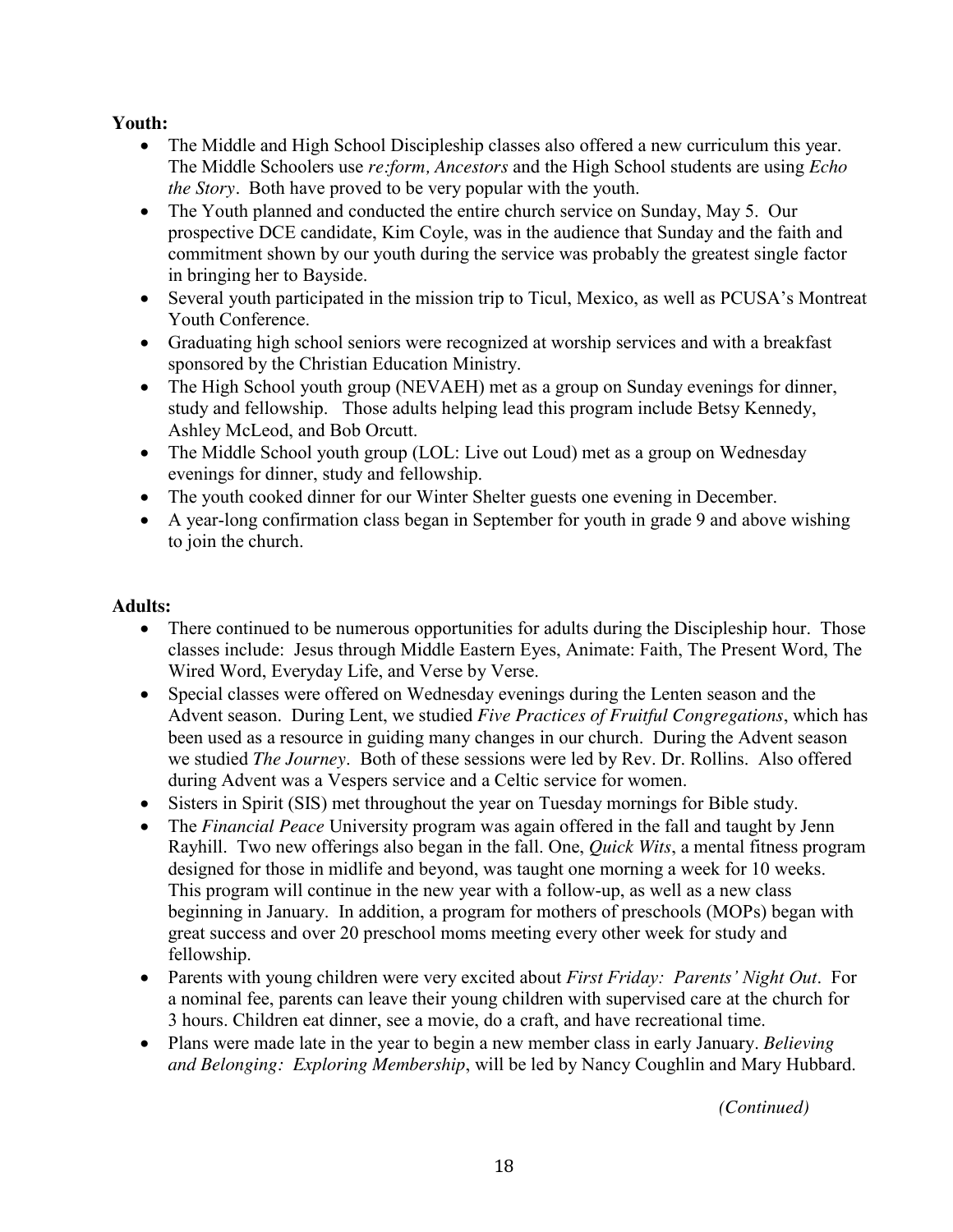**Youth:**

- The Middle and High School Discipleship classes also offered a new curriculum this year. The Middle Schoolers use *re:form, Ancestors* and the High School students are using *Echo the Story*. Both have proved to be very popular with the youth.
- The Youth planned and conducted the entire church service on Sunday, May 5. Our prospective DCE candidate, Kim Coyle, was in the audience that Sunday and the faith and commitment shown by our youth during the service was probably the greatest single factor in bringing her to Bayside.
- Several youth participated in the mission trip to Ticul, Mexico, as well as PCUSA's Montreat Youth Conference.
- Graduating high school seniors were recognized at worship services and with a breakfast sponsored by the Christian Education Ministry.
- The High School youth group (NEVAEH) met as a group on Sunday evenings for dinner, study and fellowship. Those adults helping lead this program include Betsy Kennedy, Ashley McLeod, and Bob Orcutt.
- The Middle School youth group (LOL: Live out Loud) met as a group on Wednesday evenings for dinner, study and fellowship.
- The youth cooked dinner for our Winter Shelter guests one evening in December.
- A year-long confirmation class began in September for youth in grade 9 and above wishing to join the church.

**Adults:**

- There continued to be numerous opportunities for adults during the Discipleship hour. Those classes include: Jesus through Middle Eastern Eyes, Animate: Faith, The Present Word, The Wired Word, Everyday Life, and Verse by Verse.
- Special classes were offered on Wednesday evenings during the Lenten season and the Advent season. During Lent, we studied *Five Practices of Fruitful Congregations*, which has been used as a resource in guiding many changes in our church. During the Advent season we studied *The Journey*. Both of these sessions were led by Rev. Dr. Rollins. Also offered during Advent was a Vespers service and a Celtic service for women.
- Sisters in Spirit (SIS) met throughout the year on Tuesday mornings for Bible study.
- The *Financial Peace* University program was again offered in the fall and taught by Jenn Rayhill. Two new offerings also began in the fall. One, *Quick Wits*, a mental fitness program designed for those in midlife and beyond, was taught one morning a week for 10 weeks. This program will continue in the new year with a follow-up, as well as a new class beginning in January. In addition, a program for mothers of preschools (MOPs) began with great success and over 20 preschool moms meeting every other week for study and fellowship.
- Parents with young children were very excited about *First Friday: Parents' Night Out*. For a nominal fee, parents can leave their young children with supervised care at the church for 3 hours. Children eat dinner, see a movie, do a craft, and have recreational time.
- Plans were made late in the year to begin a new member class in early January. *Believing and Belonging: Exploring Membership*, will be led by Nancy Coughlin and Mary Hubbard.

*(Continued)*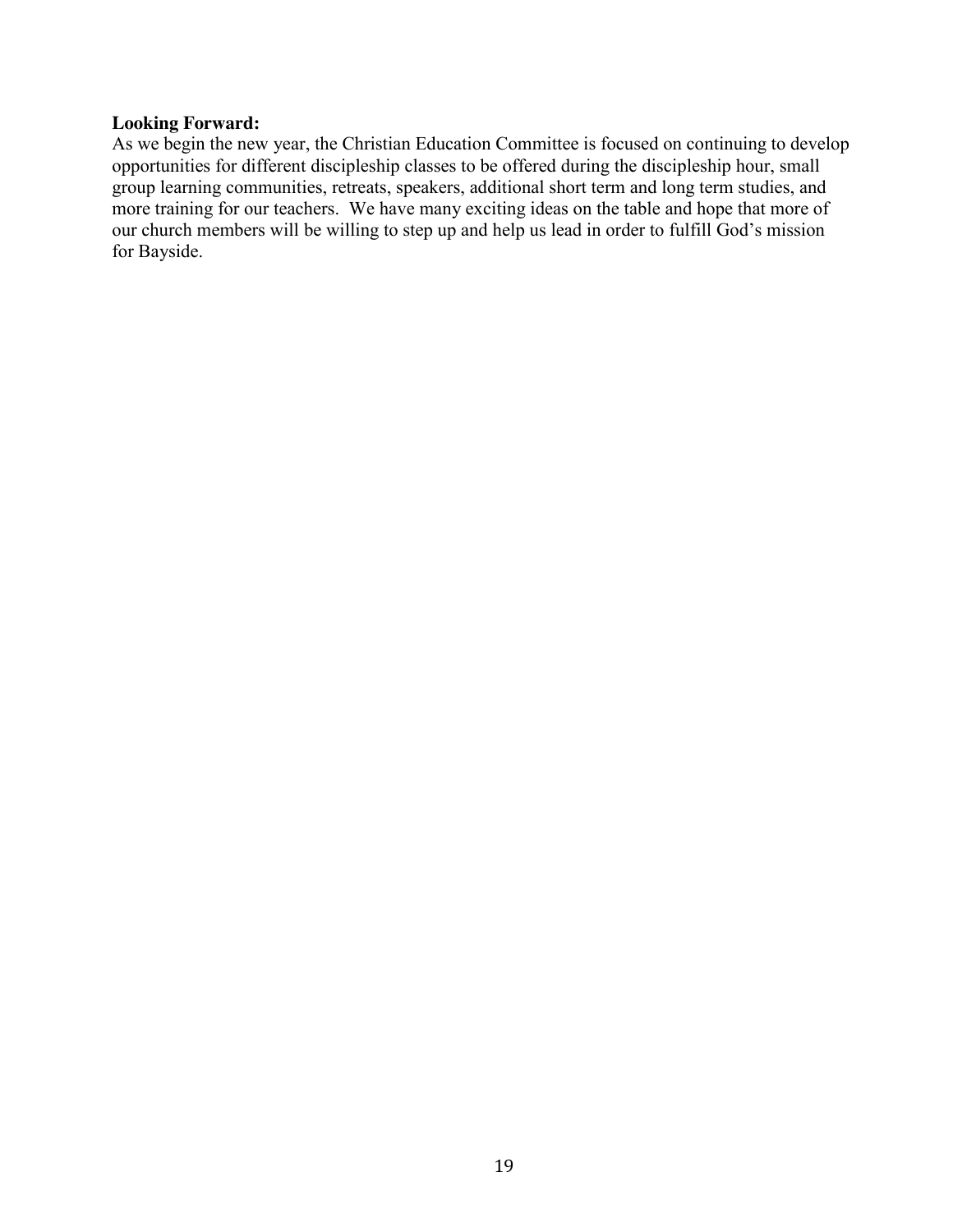**Looking Forward:**

As we begin the new year, the Christian Education Committee is focused on continuing to develop opportunities for different discipleship classes to be offered during the discipleship hour, small group learning communities, retreats, speakers, additional short term and long term studies, and more training for our teachers. We have many exciting ideas on the table and hope that more of our church members will be willing to step up and help us lead in order to fulfill God's mission for Bayside.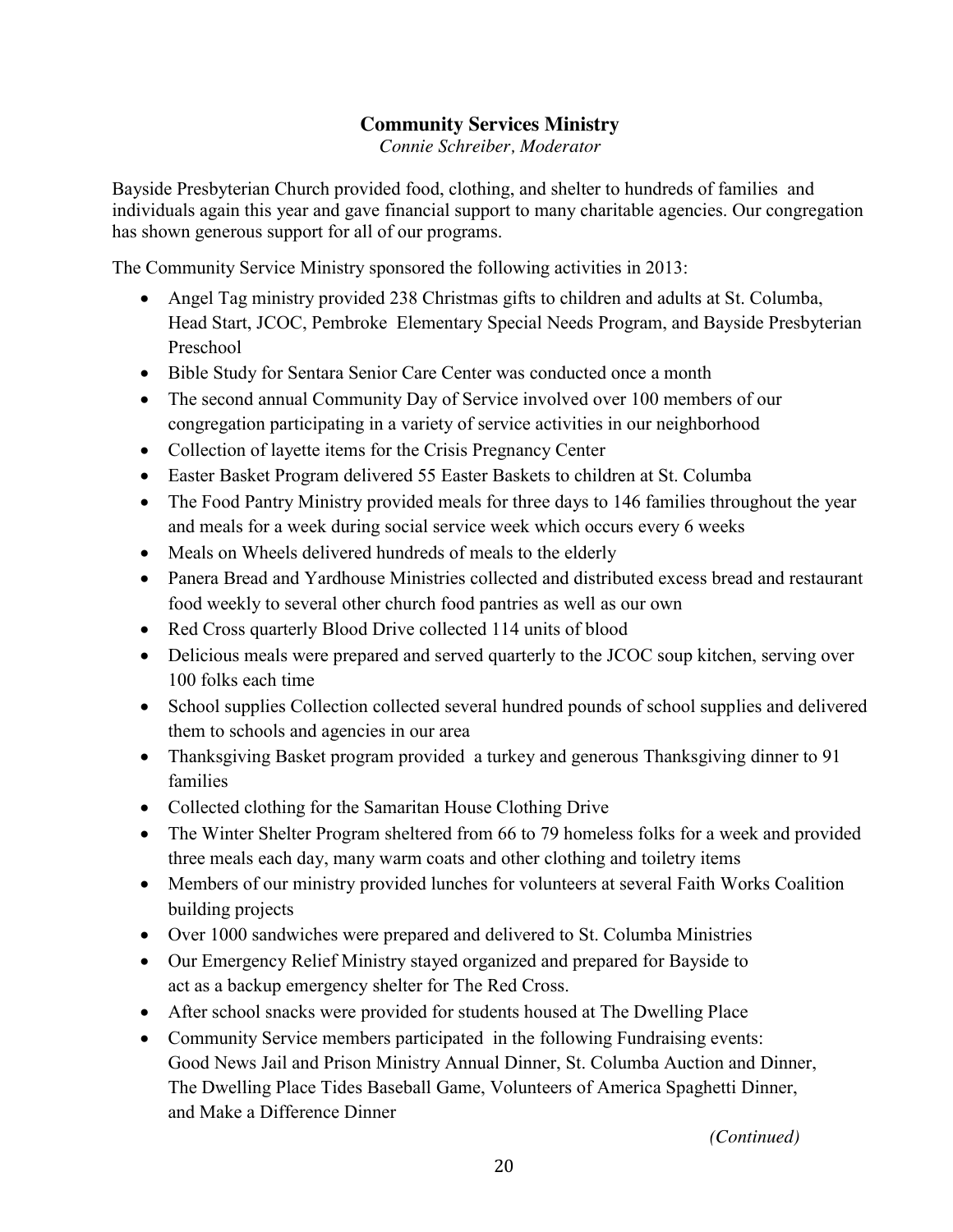## Community Services Ministry

*Connie Schreiber, Moderator*

Bayside Presbyterian Church provided food, clothing, and shelter to hundreds of families and individuals again this year and gave financial support to many charitable agencies. Our congregation has shown generous support for all of our programs.

The Community Service Ministry sponsored the following activities in 2013:

- Angel Tag ministry provided 238 Christmas gifts to children and adults at St. Columba, Head Start, JCOC, Pembroke Elementary Special Needs Program, and Bayside Presbyterian Preschool
- Bible Study for Sentara Senior Care Center was conducted once a month
- The second annual Community Day of Service involved over 100 members of our congregation participating in a variety of service activities in our neighborhood
- Collection of layette items for the Crisis Pregnancy Center
- Easter Basket Program delivered 55 Easter Baskets to children at St. Columba
- The Food Pantry Ministry provided meals for three days to 146 families throughout the year and meals for a week during social service week which occurs every 6 weeks
- Meals on Wheels delivered hundreds of meals to the elderly
- Panera Bread and Yardhouse Ministries collected and distributed excess bread and restaurant food weekly to several other church food pantries as well as our own
- Red Cross quarterly Blood Drive collected 114 units of blood
- Delicious meals were prepared and served quarterly to the JCOC soup kitchen, serving over 100 folks each time
- School supplies Collection collected several hundred pounds of school supplies and delivered them to schools and agencies in our area
- Thanksgiving Basket program provided a turkey and generous Thanksgiving dinner to 91 families
- Collected clothing for the Samaritan House Clothing Drive
- The Winter Shelter Program sheltered from 66 to 79 homeless folks for a week and provided three meals each day, many warm coats and other clothing and toiletry items
- Members of our ministry provided lunches for volunteers at several Faith Works Coalition building projects
- Over 1000 sandwiches were prepared and delivered to St. Columba Ministries
- Our Emergency Relief Ministry stayed organized and prepared for Bayside to act as a backup emergency shelter for The Red Cross.
- After school snacks were provided for students housed at The Dwelling Place
- Community Service members participated in the following Fundraising events: Good News Jail and Prison Ministry Annual Dinner, St. Columba Auction and Dinner, The Dwelling Place Tides Baseball Game, Volunteers of America Spaghetti Dinner, and Make a Difference Dinner

*(Continued)*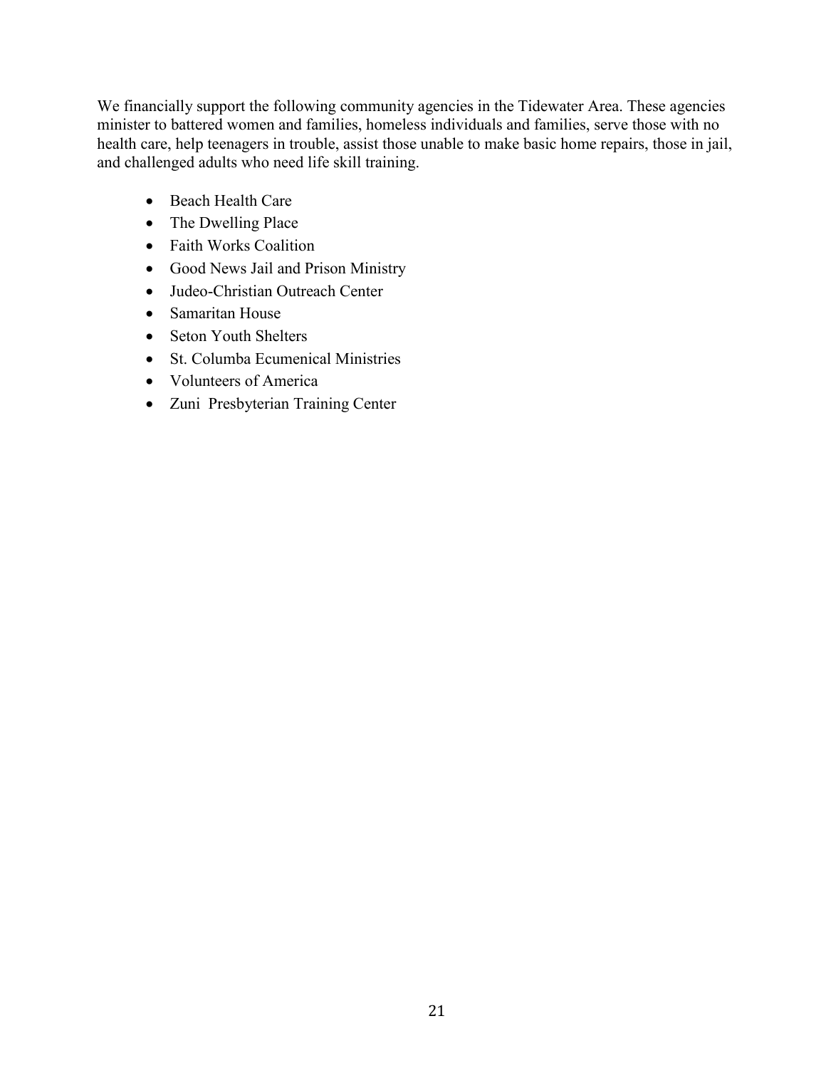We financially support the following community agencies in the Tidewater Area. These agencies minister to battered women and families, homeless individuals and families, serve those with no health care, help teenagers in trouble, assist those unable to make basic home repairs, those in jail, and challenged adults who need life skill training.

- Beach Health Care
- The Dwelling Place
- Faith Works Coalition
- Good News Jail and Prison Ministry
- Judeo-Christian Outreach Center
- Samaritan House
- Seton Youth Shelters
- St. Columba Ecumenical Ministries
- Volunteers of America
- Zuni Presbyterian Training Center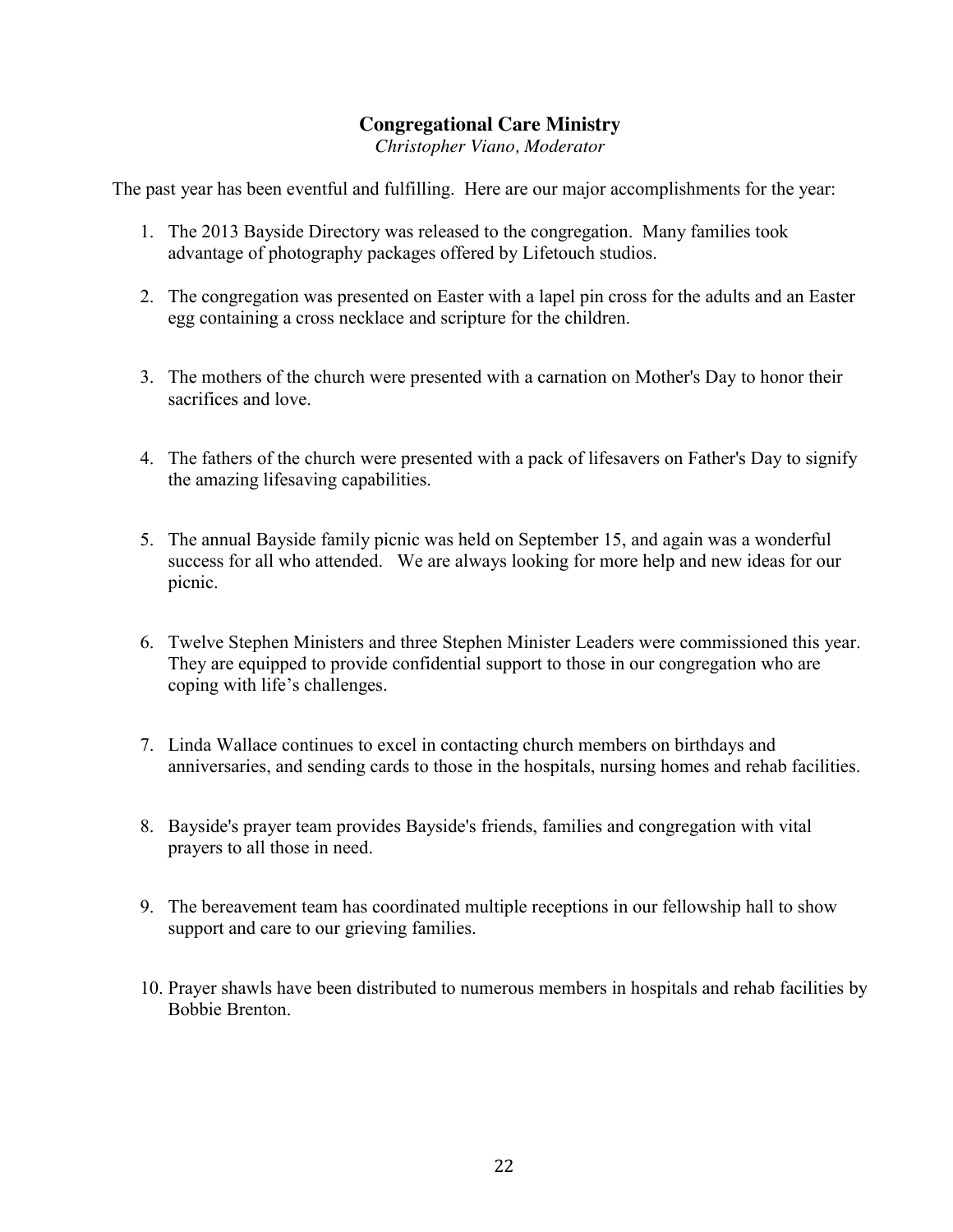## Congregational Care Ministry

*Christopher Viano, Moderator*

The past year has been eventful and fulfilling. Here are our major accomplishments for the year:

1. The 2013 Bayside Directory was released to the congregation. Many families took advantage of photography packages offered by Lifetouch studios.

2. The congregation was presented on Easter with a lapel pin cross for the adults and an Easter egg containing a cross necklace and scripture for the children.

3. The mothers of the church were presented with a carnation on Mother's Day to honor their sacrifices and love.

4. The fathers of the church were presented with a pack of lifesavers on Father's Day to signify the amazing lifesaving capabilities.

5. The annual Bayside family picnic was held on September 15, and again was a wonderful success for all who attended. We are always looking for more help and new ideas for our picnic.

6. Twelve Stephen Ministers and three Stephen Minister Leaders were commissioned this year. They are equipped to provide confidential support to those in our congregation who are coping with life's challenges.

7. Linda Wallace continues to excel in contacting church members on birthdays and anniversaries, and sending cards to those in the hospitals, nursing homes and rehab facilities.

8. Bayside's prayer team provides Bayside's friends, families and congregation with vital prayers to all those in need.

9. The bereavement team has coordinated multiple receptions in our fellowship hall to show support and care to our grieving families.

10. Prayer shawls have been distributed to numerous members in hospitals and rehab facilities by Bobbie Brenton.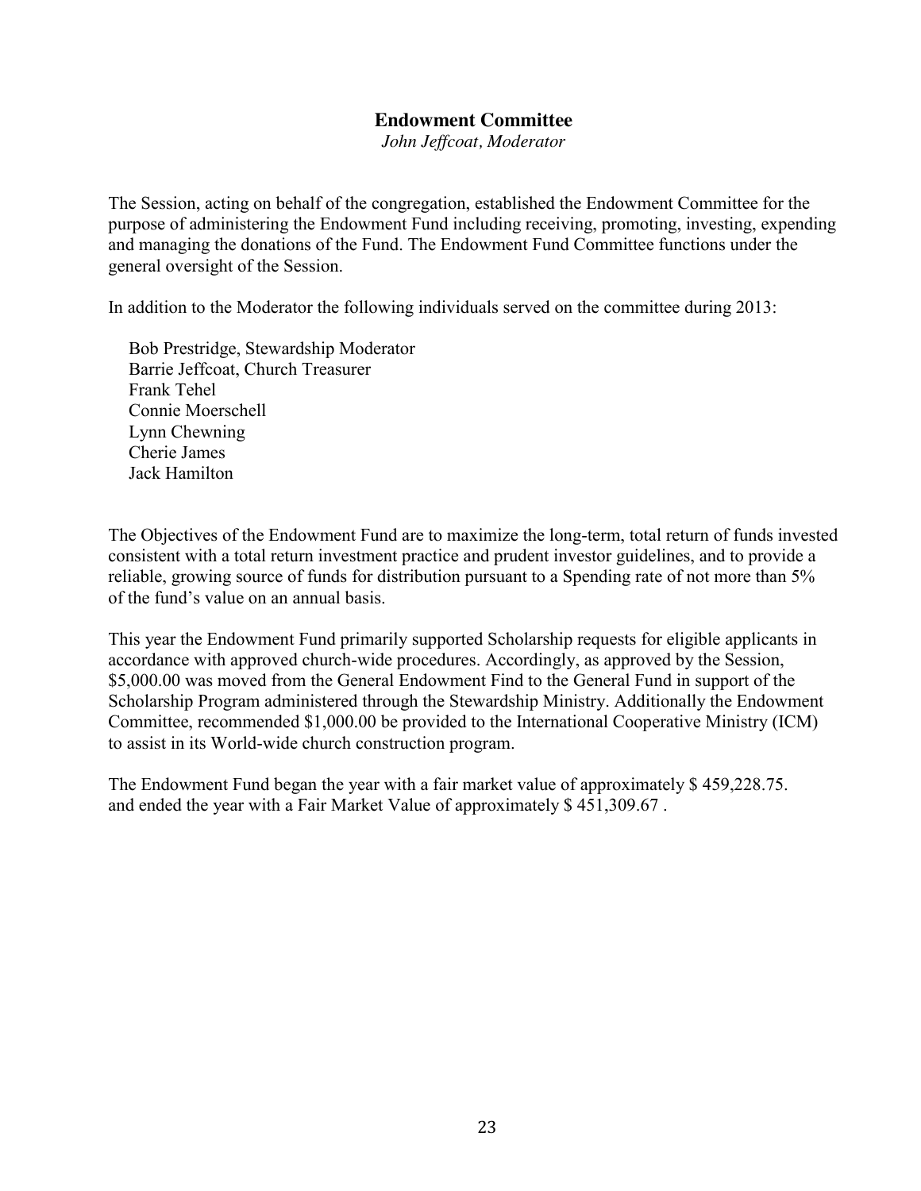## Endowment Committee

*John Jeffcoat, Moderator*

The Session, acting on behalf of the congregation, established the Endowment Committee for the purpose of administering the Endowment Fund including receiving, promoting, investing, expending and managing the donations of the Fund. The Endowment Fund Committee functions under the general oversight of the Session.

In addition to the Moderator the following individuals served on the committee during 2013:

Bob Prestridge, Stewardship Moderator
Barrie Jeffcoat, Church Treasurer
Frank Tehel
Connie Moerschell
Lynn Chewning
Cherie James
Jack Hamilton

The Objectives of the Endowment Fund are to maximize the long-term, total return of funds invested consistent with a total return investment practice and prudent investor guidelines, and to provide a reliable, growing source of funds for distribution pursuant to a Spending rate of not more than 5% of the fund's value on an annual basis.

This year the Endowment Fund primarily supported Scholarship requests for eligible applicants in accordance with approved church-wide procedures. Accordingly, as approved by the Session, $5,000.00 was moved from the General Endowment Find to the General Fund in support of the Scholarship Program administered through the Stewardship Ministry. Additionally the Endowment Committee, recommended $1,000.00 be provided to the International Cooperative Ministry (ICM) to assist in its World-wide church construction program.

The Endowment Fund began the year with a fair market value of approximately $ 459,228.75. and ended the year with a Fair Market Value of approximately $ 451,309.67 .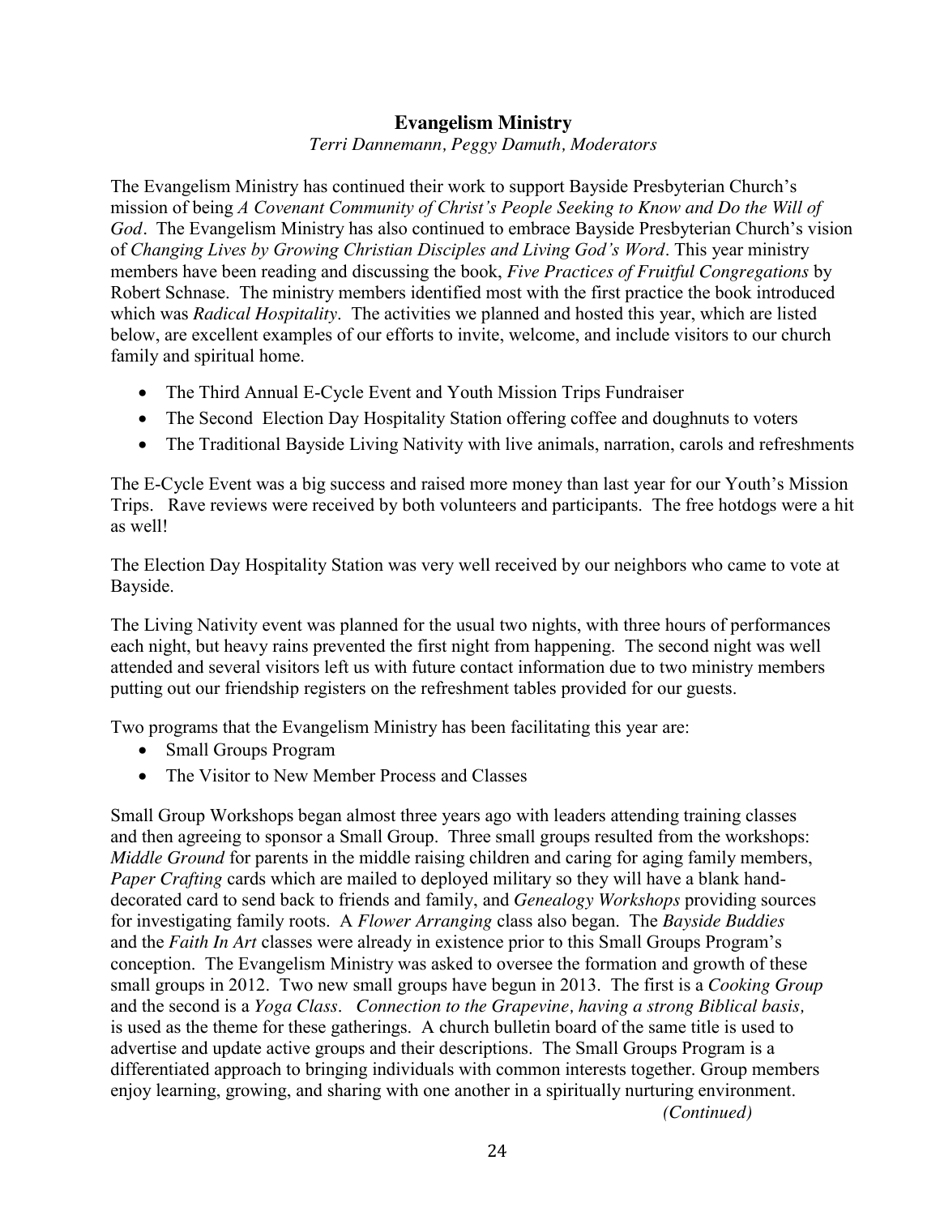## Evangelism Ministry

*Terri Dannemann, Peggy Damuth, Moderators*

The Evangelism Ministry has continued their work to support Bayside Presbyterian Church's mission of being *A Covenant Community of Christ's People Seeking to Know and Do the Will of God*. The Evangelism Ministry has also continued to embrace Bayside Presbyterian Church's vision of *Changing Lives by Growing Christian Disciples and Living God's Word*. This year ministry members have been reading and discussing the book, *Five Practices of Fruitful Congregations* by Robert Schnase. The ministry members identified most with the first practice the book introduced which was *Radical Hospitality*. The activities we planned and hosted this year, which are listed below, are excellent examples of our efforts to invite, welcome, and include visitors to our church family and spiritual home.

- The Third Annual E-Cycle Event and Youth Mission Trips Fundraiser
- The Second Election Day Hospitality Station offering coffee and doughnuts to voters
- The Traditional Bayside Living Nativity with live animals, narration, carols and refreshments

The E-Cycle Event was a big success and raised more money than last year for our Youth's Mission Trips. Rave reviews were received by both volunteers and participants. The free hotdogs were a hit as well!

The Election Day Hospitality Station was very well received by our neighbors who came to vote at Bayside.

The Living Nativity event was planned for the usual two nights, with three hours of performances each night, but heavy rains prevented the first night from happening. The second night was well attended and several visitors left us with future contact information due to two ministry members putting out our friendship registers on the refreshment tables provided for our guests.

Two programs that the Evangelism Ministry has been facilitating this year are:

- Small Groups Program
- The Visitor to New Member Process and Classes

Small Group Workshops began almost three years ago with leaders attending training classes and then agreeing to sponsor a Small Group. Three small groups resulted from the workshops: *Middle Ground* for parents in the middle raising children and caring for aging family members, *Paper Crafting* cards which are mailed to deployed military so they will have a blank hand-decorated card to send back to friends and family, and *Genealogy Workshops* providing sources for investigating family roots. A *Flower Arranging* class also began. The *Bayside Buddies* and the *Faith In Art* classes were already in existence prior to this Small Groups Program's conception. The Evangelism Ministry was asked to oversee the formation and growth of these small groups in 2012. Two new small groups have begun in 2013. The first is a *Cooking Group* and the second is a *Yoga Class*. *Connection to the Grapevine, having a strong Biblical basis,* is used as the theme for these gatherings. A church bulletin board of the same title is used to advertise and update active groups and their descriptions. The Small Groups Program is a differentiated approach to bringing individuals with common interests together. Group members enjoy learning, growing, and sharing with one another in a spiritually nurturing environment.

*(Continued)*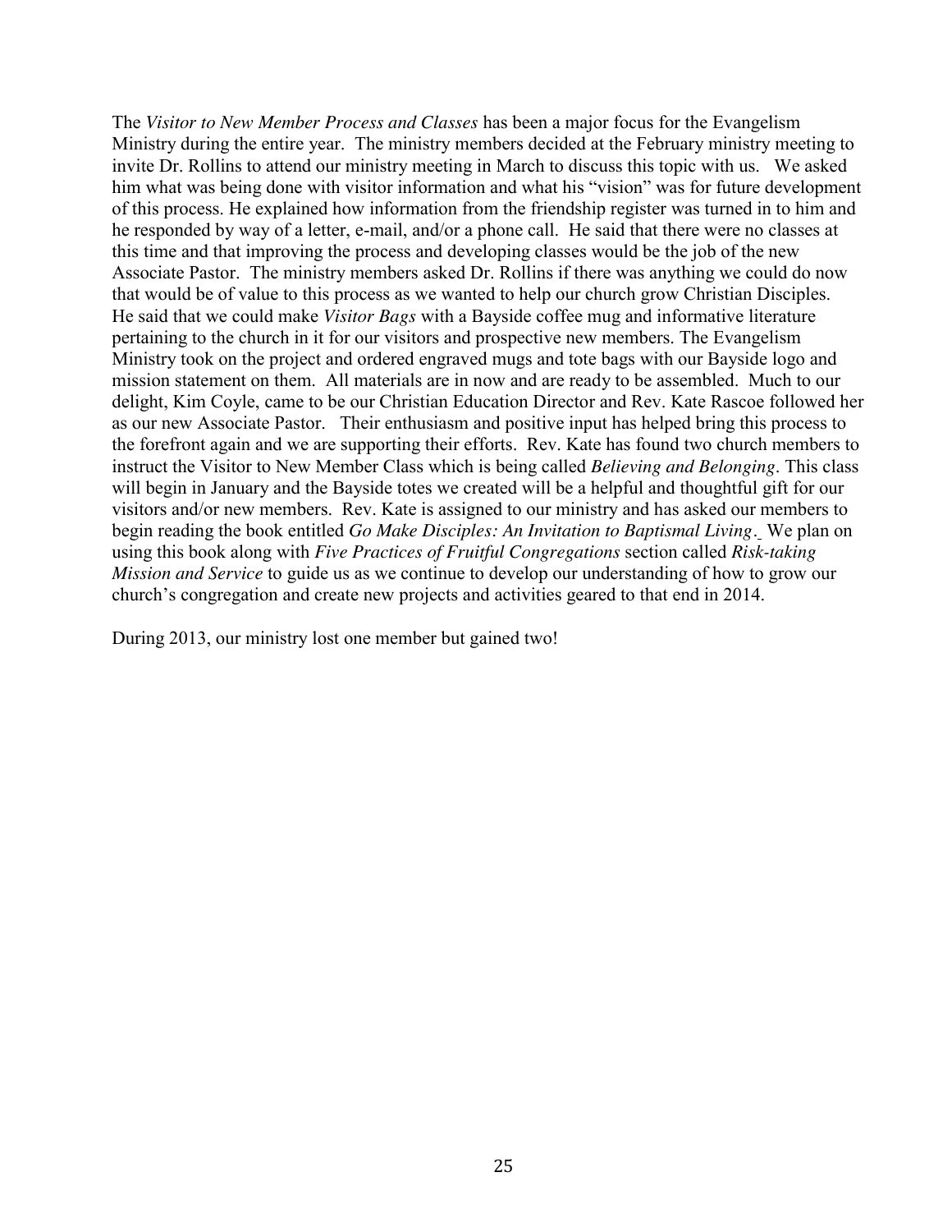The *Visitor to New Member Process and Classes* has been a major focus for the Evangelism Ministry during the entire year. The ministry members decided at the February ministry meeting to invite Dr. Rollins to attend our ministry meeting in March to discuss this topic with us. We asked him what was being done with visitor information and what his "vision" was for future development of this process. He explained how information from the friendship register was turned in to him and he responded by way of a letter, e-mail, and/or a phone call. He said that there were no classes at this time and that improving the process and developing classes would be the job of the new Associate Pastor. The ministry members asked Dr. Rollins if there was anything we could do now that would be of value to this process as we wanted to help our church grow Christian Disciples. He said that we could make *Visitor Bags* with a Bayside coffee mug and informative literature pertaining to the church in it for our visitors and prospective new members. The Evangelism Ministry took on the project and ordered engraved mugs and tote bags with our Bayside logo and mission statement on them. All materials are in now and are ready to be assembled. Much to our delight, Kim Coyle, came to be our Christian Education Director and Rev. Kate Rascoe followed her as our new Associate Pastor. Their enthusiasm and positive input has helped bring this process to the forefront again and we are supporting their efforts. Rev. Kate has found two church members to instruct the Visitor to New Member Class which is being called *Believing and Belonging*. This class will begin in January and the Bayside totes we created will be a helpful and thoughtful gift for our visitors and/or new members. Rev. Kate is assigned to our ministry and has asked our members to begin reading the book entitled *Go Make Disciples: An Invitation to Baptismal Living*. We plan on using this book along with *Five Practices of Fruitful Congregations* section called *Risk-taking Mission and Service* to guide us as we continue to develop our understanding of how to grow our church's congregation and create new projects and activities geared to that end in 2014.

During 2013, our ministry lost one member but gained two!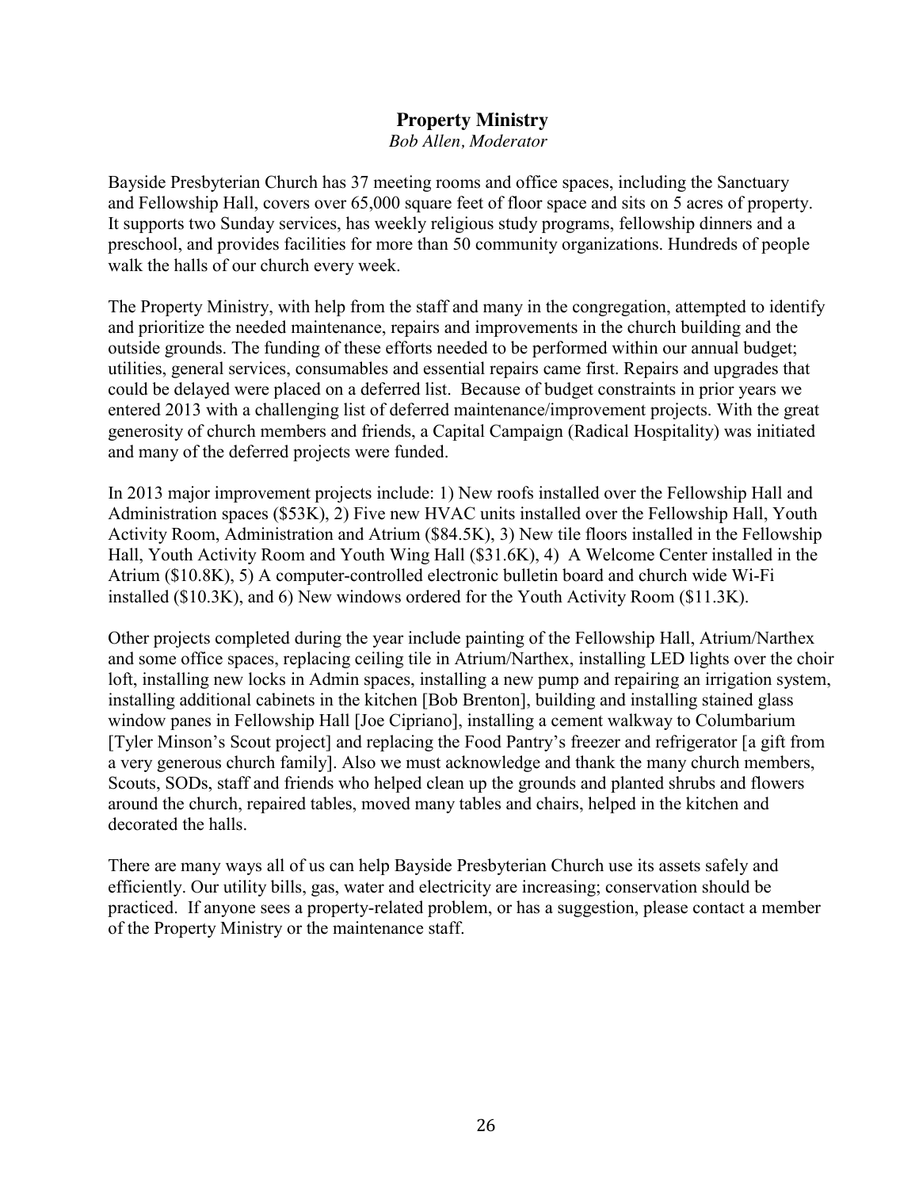## Property Ministry

*Bob Allen, Moderator*

Bayside Presbyterian Church has 37 meeting rooms and office spaces, including the Sanctuary and Fellowship Hall, covers over 65,000 square feet of floor space and sits on 5 acres of property. It supports two Sunday services, has weekly religious study programs, fellowship dinners and a preschool, and provides facilities for more than 50 community organizations. Hundreds of people walk the halls of our church every week.

The Property Ministry, with help from the staff and many in the congregation, attempted to identify and prioritize the needed maintenance, repairs and improvements in the church building and the outside grounds. The funding of these efforts needed to be performed within our annual budget; utilities, general services, consumables and essential repairs came first. Repairs and upgrades that could be delayed were placed on a deferred list. Because of budget constraints in prior years we entered 2013 with a challenging list of deferred maintenance/improvement projects. With the great generosity of church members and friends, a Capital Campaign (Radical Hospitality) was initiated and many of the deferred projects were funded.

In 2013 major improvement projects include: 1) New roofs installed over the Fellowship Hall and Administration spaces ($53K), 2) Five new HVAC units installed over the Fellowship Hall, Youth Activity Room, Administration and Atrium ($84.5K), 3) New tile floors installed in the Fellowship Hall, Youth Activity Room and Youth Wing Hall ($31.6K), 4) A Welcome Center installed in the Atrium ($10.8K), 5) A computer-controlled electronic bulletin board and church wide Wi-Fi installed ($10.3K), and 6) New windows ordered for the Youth Activity Room ($11.3K).

Other projects completed during the year include painting of the Fellowship Hall, Atrium/Narthex and some office spaces, replacing ceiling tile in Atrium/Narthex, installing LED lights over the choir loft, installing new locks in Admin spaces, installing a new pump and repairing an irrigation system, installing additional cabinets in the kitchen [Bob Brenton], building and installing stained glass window panes in Fellowship Hall [Joe Cipriano], installing a cement walkway to Columbarium [Tyler Minson's Scout project] and replacing the Food Pantry's freezer and refrigerator [a gift from a very generous church family]. Also we must acknowledge and thank the many church members, Scouts, SODs, staff and friends who helped clean up the grounds and planted shrubs and flowers around the church, repaired tables, moved many tables and chairs, helped in the kitchen and decorated the halls.

There are many ways all of us can help Bayside Presbyterian Church use its assets safely and efficiently. Our utility bills, gas, water and electricity are increasing; conservation should be practiced. If anyone sees a property-related problem, or has a suggestion, please contact a member of the Property Ministry or the maintenance staff.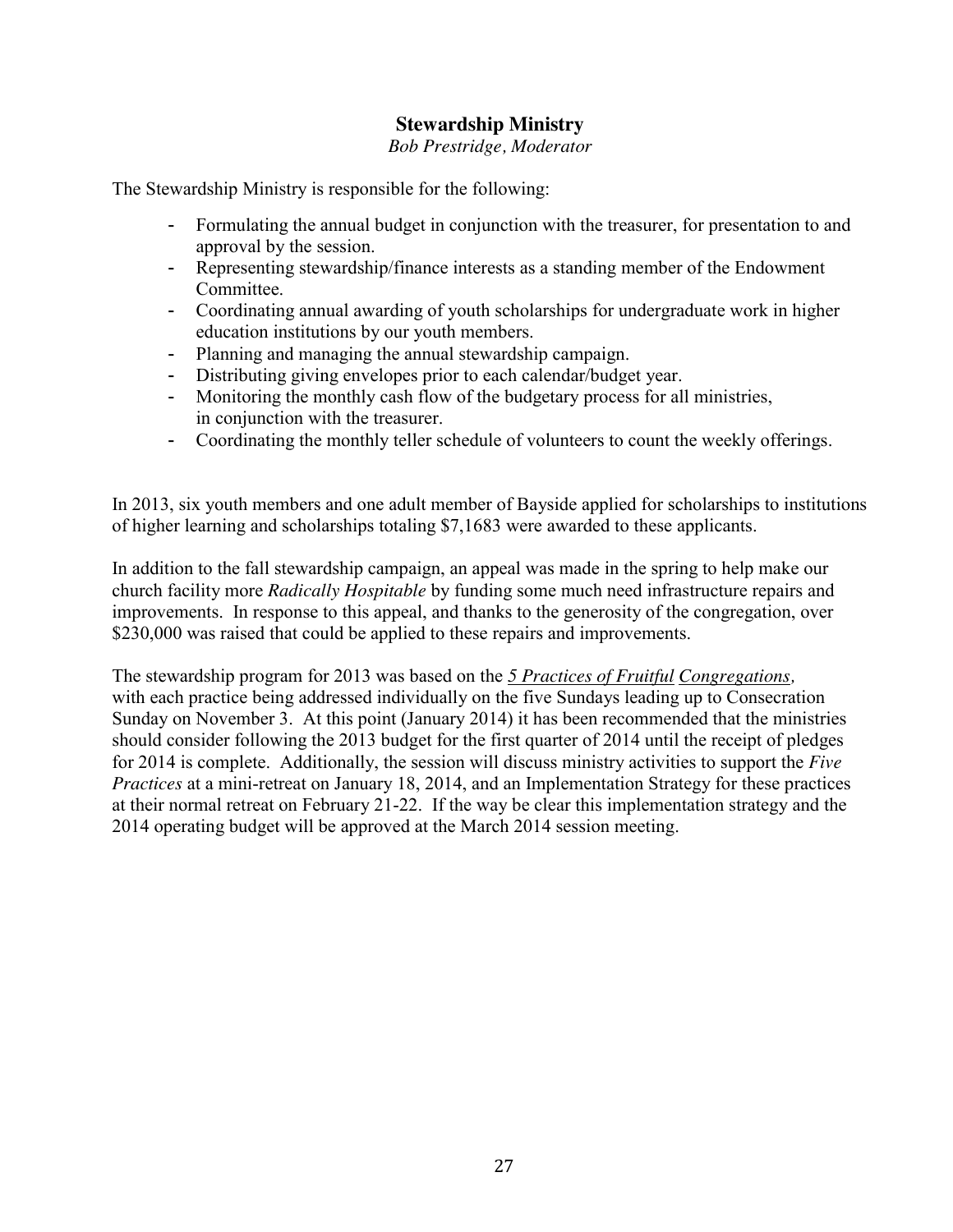## Stewardship Ministry

*Bob Prestridge, Moderator*

The Stewardship Ministry is responsible for the following:

- Formulating the annual budget in conjunction with the treasurer, for presentation to and approval by the session.
- Representing stewardship/finance interests as a standing member of the Endowment Committee.
- Coordinating annual awarding of youth scholarships for undergraduate work in higher education institutions by our youth members.
- Planning and managing the annual stewardship campaign.
- Distributing giving envelopes prior to each calendar/budget year.
- Monitoring the monthly cash flow of the budgetary process for all ministries, in conjunction with the treasurer.
- Coordinating the monthly teller schedule of volunteers to count the weekly offerings.

In 2013, six youth members and one adult member of Bayside applied for scholarships to institutions of higher learning and scholarships totaling $7,1683 were awarded to these applicants.

In addition to the fall stewardship campaign, an appeal was made in the spring to help make our church facility more *Radically Hospitable* by funding some much need infrastructure repairs and improvements. In response to this appeal, and thanks to the generosity of the congregation, over $230,000 was raised that could be applied to these repairs and improvements.

The stewardship program for 2013 was based on the *5 Practices of Fruitful Congregations,* with each practice being addressed individually on the five Sundays leading up to Consecration Sunday on November 3. At this point (January 2014) it has been recommended that the ministries should consider following the 2013 budget for the first quarter of 2014 until the receipt of pledges for 2014 is complete. Additionally, the session will discuss ministry activities to support the *Five Practices* at a mini-retreat on January 18, 2014, and an Implementation Strategy for these practices at their normal retreat on February 21-22. If the way be clear this implementation strategy and the 2014 operating budget will be approved at the March 2014 session meeting.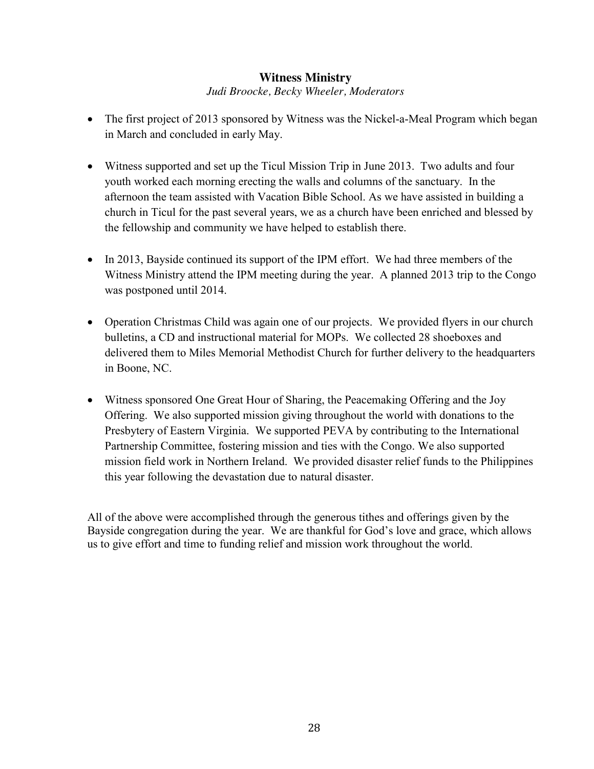## Witness Ministry

*Judi Broocke, Becky Wheeler, Moderators*

- The first project of 2013 sponsored by Witness was the Nickel-a-Meal Program which began in March and concluded in early May.

- Witness supported and set up the Ticul Mission Trip in June 2013. Two adults and four youth worked each morning erecting the walls and columns of the sanctuary. In the afternoon the team assisted with Vacation Bible School. As we have assisted in building a church in Ticul for the past several years, we as a church have been enriched and blessed by the fellowship and community we have helped to establish there.

- In 2013, Bayside continued its support of the IPM effort. We had three members of the Witness Ministry attend the IPM meeting during the year. A planned 2013 trip to the Congo was postponed until 2014.

- Operation Christmas Child was again one of our projects. We provided flyers in our church bulletins, a CD and instructional material for MOPs. We collected 28 shoeboxes and delivered them to Miles Memorial Methodist Church for further delivery to the headquarters in Boone, NC.

- Witness sponsored One Great Hour of Sharing, the Peacemaking Offering and the Joy Offering. We also supported mission giving throughout the world with donations to the Presbytery of Eastern Virginia. We supported PEVA by contributing to the International Partnership Committee, fostering mission and ties with the Congo. We also supported mission field work in Northern Ireland. We provided disaster relief funds to the Philippines this year following the devastation due to natural disaster.

All of the above were accomplished through the generous tithes and offerings given by the Bayside congregation during the year. We are thankful for God's love and grace, which allows us to give effort and time to funding relief and mission work throughout the world.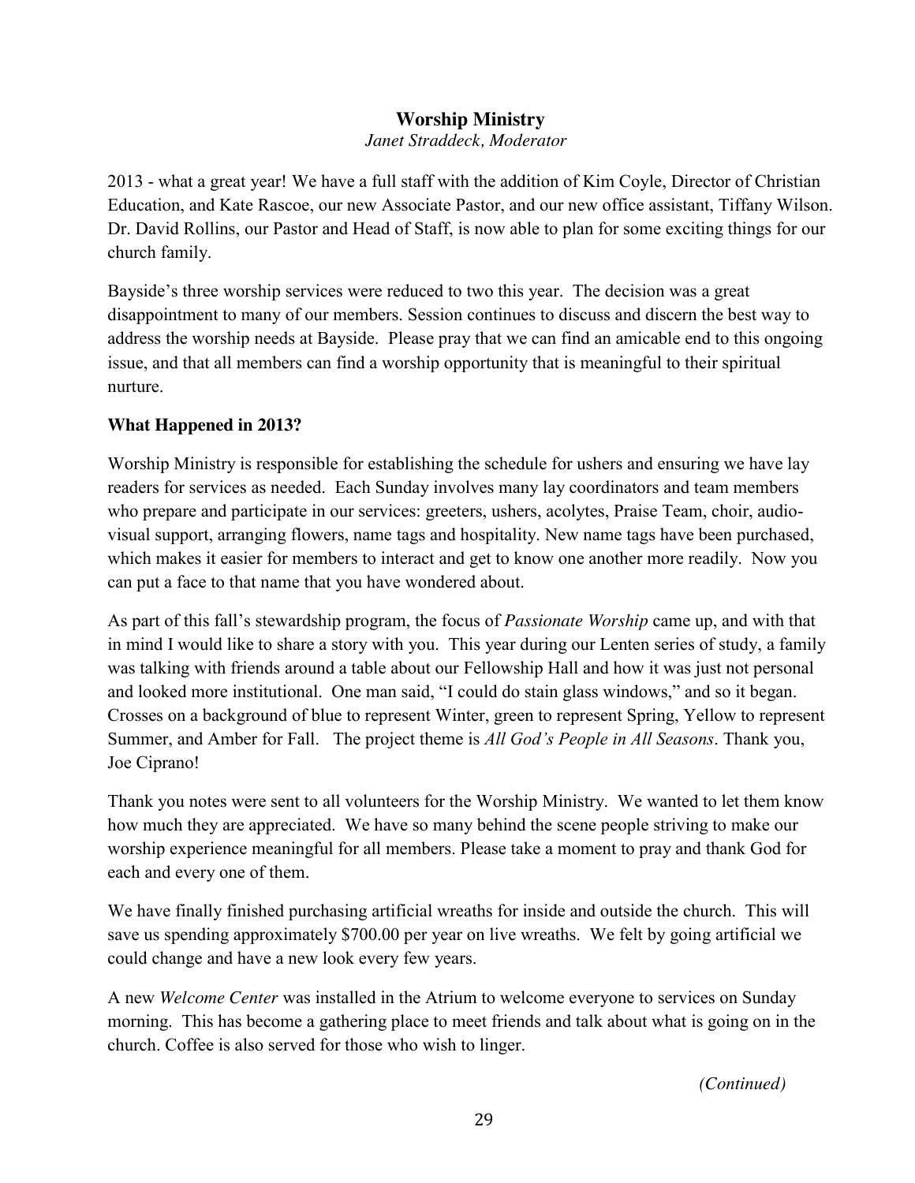## Worship Ministry

*Janet Straddeck, Moderator*

2013 - what a great year! We have a full staff with the addition of Kim Coyle, Director of Christian Education, and Kate Rascoe, our new Associate Pastor, and our new office assistant, Tiffany Wilson. Dr. David Rollins, our Pastor and Head of Staff, is now able to plan for some exciting things for our church family.

Bayside's three worship services were reduced to two this year. The decision was a great disappointment to many of our members. Session continues to discuss and discern the best way to address the worship needs at Bayside. Please pray that we can find an amicable end to this ongoing issue, and that all members can find a worship opportunity that is meaningful to their spiritual nurture.

### What Happened in 2013?

Worship Ministry is responsible for establishing the schedule for ushers and ensuring we have lay readers for services as needed. Each Sunday involves many lay coordinators and team members who prepare and participate in our services: greeters, ushers, acolytes, Praise Team, choir, audio-visual support, arranging flowers, name tags and hospitality. New name tags have been purchased, which makes it easier for members to interact and get to know one another more readily. Now you can put a face to that name that you have wondered about.

As part of this fall's stewardship program, the focus of *Passionate Worship* came up, and with that in mind I would like to share a story with you. This year during our Lenten series of study, a family was talking with friends around a table about our Fellowship Hall and how it was just not personal and looked more institutional. One man said, "I could do stain glass windows," and so it began. Crosses on a background of blue to represent Winter, green to represent Spring, Yellow to represent Summer, and Amber for Fall. The project theme is *All God's People in All Seasons*. Thank you, Joe Ciprano!

Thank you notes were sent to all volunteers for the Worship Ministry. We wanted to let them know how much they are appreciated. We have so many behind the scene people striving to make our worship experience meaningful for all members. Please take a moment to pray and thank God for each and every one of them.

We have finally finished purchasing artificial wreaths for inside and outside the church. This will save us spending approximately $700.00 per year on live wreaths. We felt by going artificial we could change and have a new look every few years.

A new *Welcome Center* was installed in the Atrium to welcome everyone to services on Sunday morning. This has become a gathering place to meet friends and talk about what is going on in the church. Coffee is also served for those who wish to linger.

*(Continued)*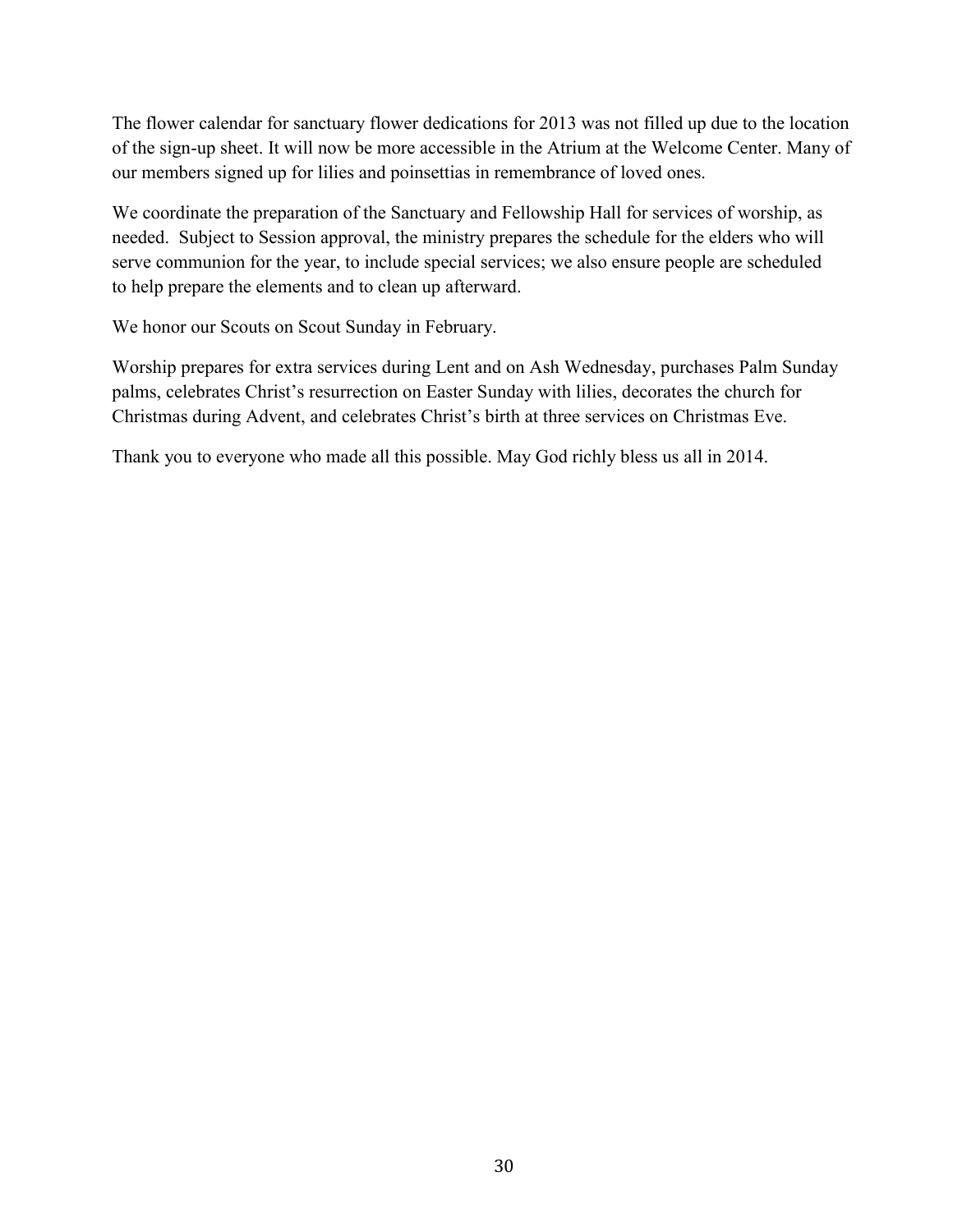The flower calendar for sanctuary flower dedications for 2013 was not filled up due to the location of the sign-up sheet. It will now be more accessible in the Atrium at the Welcome Center. Many of our members signed up for lilies and poinsettias in remembrance of loved ones.

We coordinate the preparation of the Sanctuary and Fellowship Hall for services of worship, as needed. Subject to Session approval, the ministry prepares the schedule for the elders who will serve communion for the year, to include special services; we also ensure people are scheduled to help prepare the elements and to clean up afterward.

We honor our Scouts on Scout Sunday in February.

Worship prepares for extra services during Lent and on Ash Wednesday, purchases Palm Sunday palms, celebrates Christ's resurrection on Easter Sunday with lilies, decorates the church for Christmas during Advent, and celebrates Christ's birth at three services on Christmas Eve.

Thank you to everyone who made all this possible. May God richly bless us all in 2014.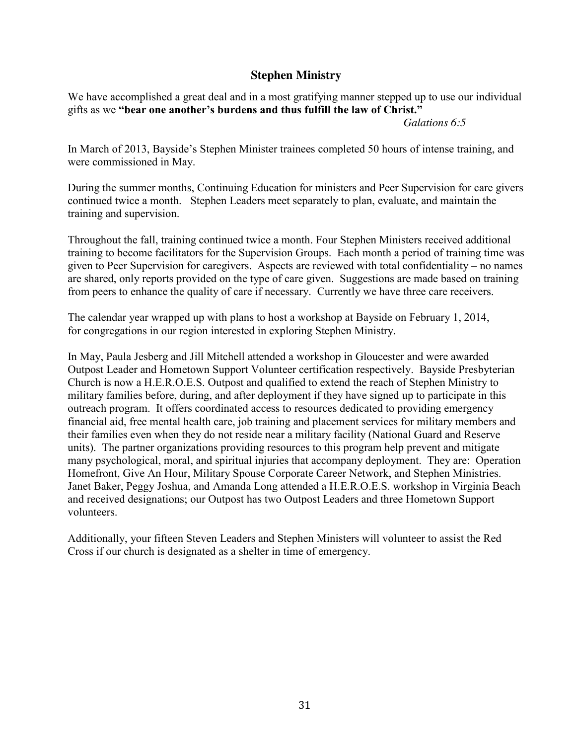## Stephen Ministry

We have accomplished a great deal and in a most gratifying manner stepped up to use our individual gifts as we **"bear one another's burdens and thus fulfill the law of Christ."**

*Galations 6:5*

In March of 2013, Bayside's Stephen Minister trainees completed 50 hours of intense training, and were commissioned in May.

During the summer months, Continuing Education for ministers and Peer Supervision for care givers continued twice a month. Stephen Leaders meet separately to plan, evaluate, and maintain the training and supervision.

Throughout the fall, training continued twice a month. Four Stephen Ministers received additional training to become facilitators for the Supervision Groups. Each month a period of training time was given to Peer Supervision for caregivers. Aspects are reviewed with total confidentiality – no names are shared, only reports provided on the type of care given. Suggestions are made based on training from peers to enhance the quality of care if necessary. Currently we have three care receivers.

The calendar year wrapped up with plans to host a workshop at Bayside on February 1, 2014, for congregations in our region interested in exploring Stephen Ministry.

In May, Paula Jesberg and Jill Mitchell attended a workshop in Gloucester and were awarded Outpost Leader and Hometown Support Volunteer certification respectively. Bayside Presbyterian Church is now a H.E.R.O.E.S. Outpost and qualified to extend the reach of Stephen Ministry to military families before, during, and after deployment if they have signed up to participate in this outreach program. It offers coordinated access to resources dedicated to providing emergency financial aid, free mental health care, job training and placement services for military members and their families even when they do not reside near a military facility (National Guard and Reserve units). The partner organizations providing resources to this program help prevent and mitigate many psychological, moral, and spiritual injuries that accompany deployment. They are: Operation Homefront, Give An Hour, Military Spouse Corporate Career Network, and Stephen Ministries. Janet Baker, Peggy Joshua, and Amanda Long attended a H.E.R.O.E.S. workshop in Virginia Beach and received designations; our Outpost has two Outpost Leaders and three Hometown Support volunteers.

Additionally, your fifteen Steven Leaders and Stephen Ministers will volunteer to assist the Red Cross if our church is designated as a shelter in time of emergency.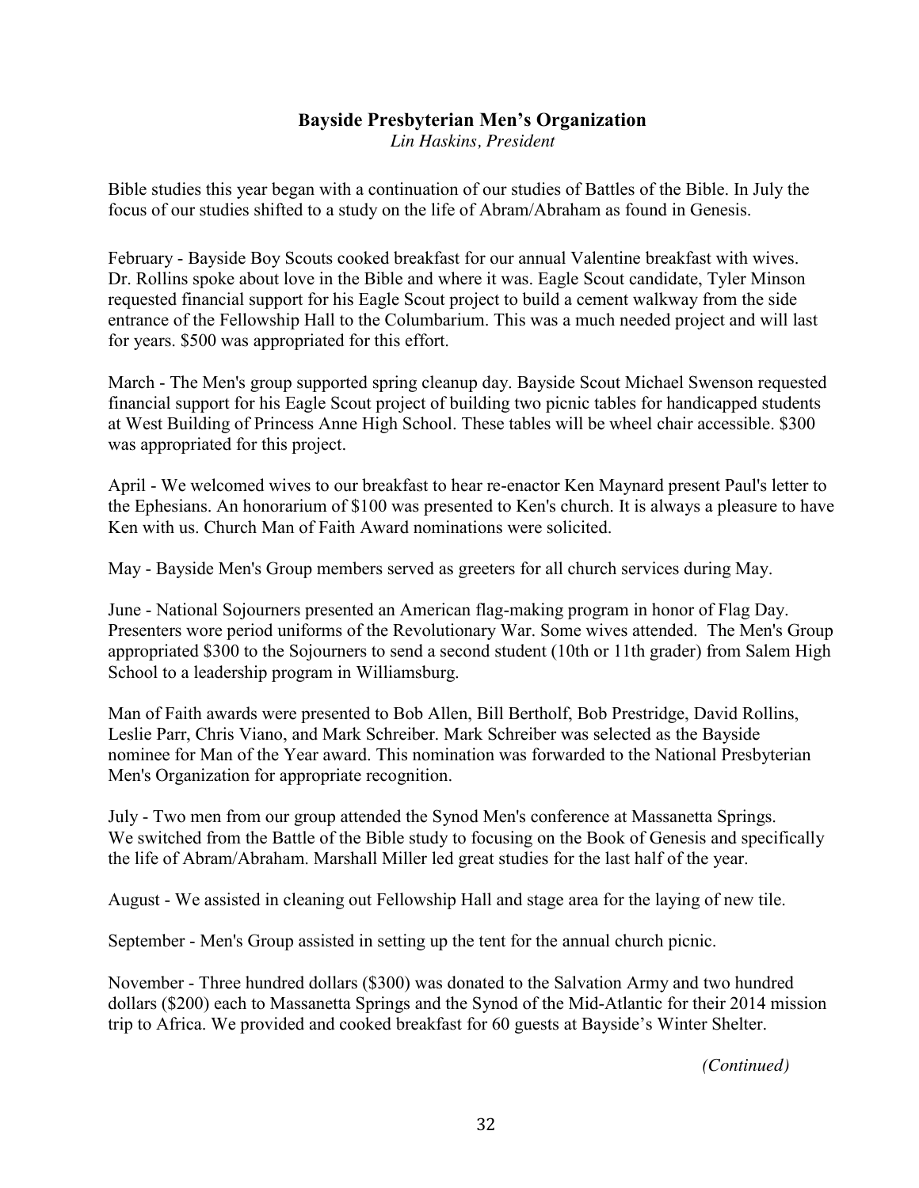## Bayside Presbyterian Men's Organization

*Lin Haskins, President*

Bible studies this year began with a continuation of our studies of Battles of the Bible. In July the focus of our studies shifted to a study on the life of Abram/Abraham as found in Genesis.

February - Bayside Boy Scouts cooked breakfast for our annual Valentine breakfast with wives. Dr. Rollins spoke about love in the Bible and where it was. Eagle Scout candidate, Tyler Minson requested financial support for his Eagle Scout project to build a cement walkway from the side entrance of the Fellowship Hall to the Columbarium. This was a much needed project and will last for years. $500 was appropriated for this effort.

March - The Men's group supported spring cleanup day. Bayside Scout Michael Swenson requested financial support for his Eagle Scout project of building two picnic tables for handicapped students at West Building of Princess Anne High School. These tables will be wheel chair accessible. $300 was appropriated for this project.

April - We welcomed wives to our breakfast to hear re-enactor Ken Maynard present Paul's letter to the Ephesians. An honorarium of $100 was presented to Ken's church. It is always a pleasure to have Ken with us. Church Man of Faith Award nominations were solicited.

May - Bayside Men's Group members served as greeters for all church services during May.

June - National Sojourners presented an American flag-making program in honor of Flag Day. Presenters wore period uniforms of the Revolutionary War. Some wives attended. The Men's Group appropriated $300 to the Sojourners to send a second student (10th or 11th grader) from Salem High School to a leadership program in Williamsburg.

Man of Faith awards were presented to Bob Allen, Bill Bertholf, Bob Prestridge, David Rollins, Leslie Parr, Chris Viano, and Mark Schreiber. Mark Schreiber was selected as the Bayside nominee for Man of the Year award. This nomination was forwarded to the National Presbyterian Men's Organization for appropriate recognition.

July - Two men from our group attended the Synod Men's conference at Massanetta Springs. We switched from the Battle of the Bible study to focusing on the Book of Genesis and specifically the life of Abram/Abraham. Marshall Miller led great studies for the last half of the year.

August - We assisted in cleaning out Fellowship Hall and stage area for the laying of new tile.

September - Men's Group assisted in setting up the tent for the annual church picnic.

November - Three hundred dollars ($300) was donated to the Salvation Army and two hundred dollars ($200) each to Massanetta Springs and the Synod of the Mid-Atlantic for their 2014 mission trip to Africa. We provided and cooked breakfast for 60 guests at Bayside's Winter Shelter.

*(Continued)*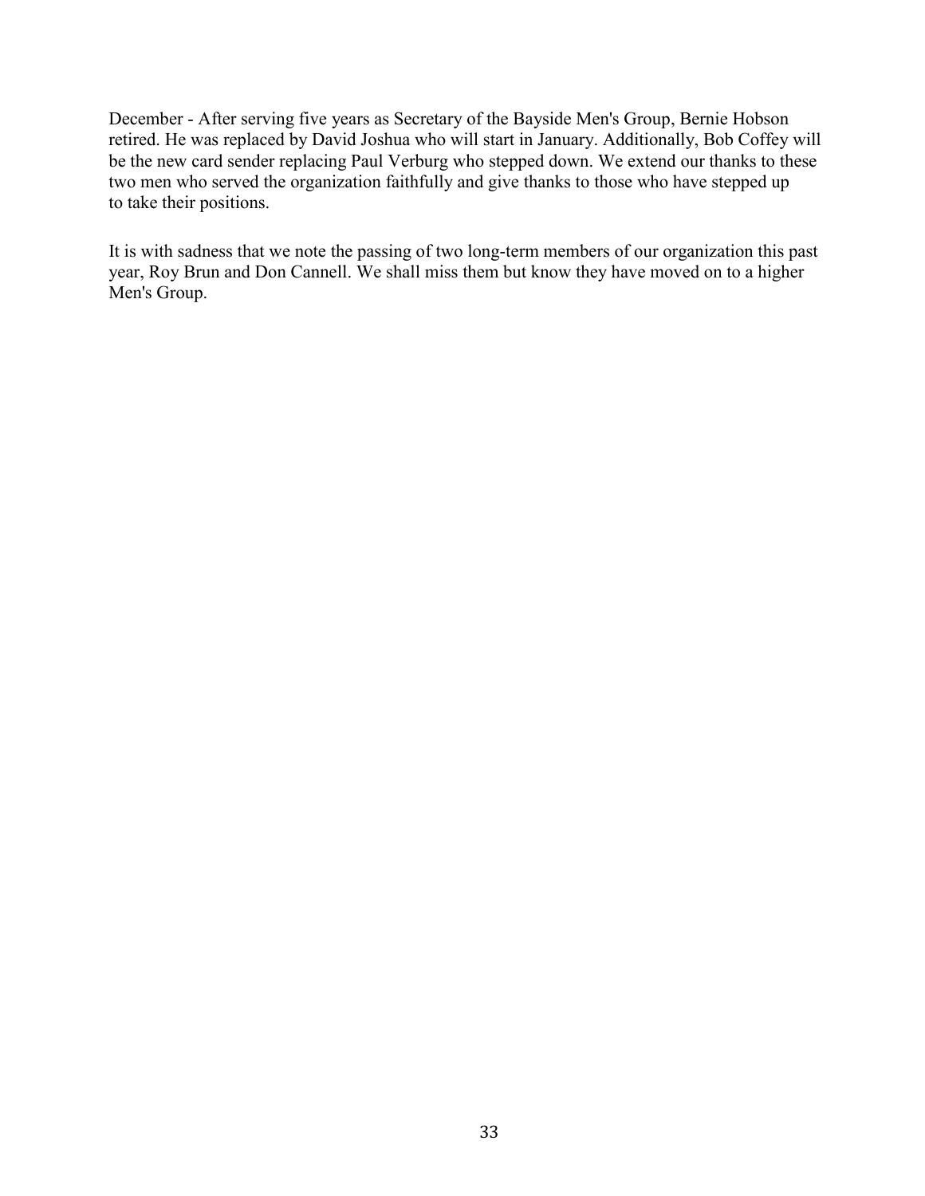December - After serving five years as Secretary of the Bayside Men's Group, Bernie Hobson retired. He was replaced by David Joshua who will start in January. Additionally, Bob Coffey will be the new card sender replacing Paul Verburg who stepped down. We extend our thanks to these two men who served the organization faithfully and give thanks to those who have stepped up to take their positions.

It is with sadness that we note the passing of two long-term members of our organization this past year, Roy Brun and Don Cannell. We shall miss them but know they have moved on to a higher Men's Group.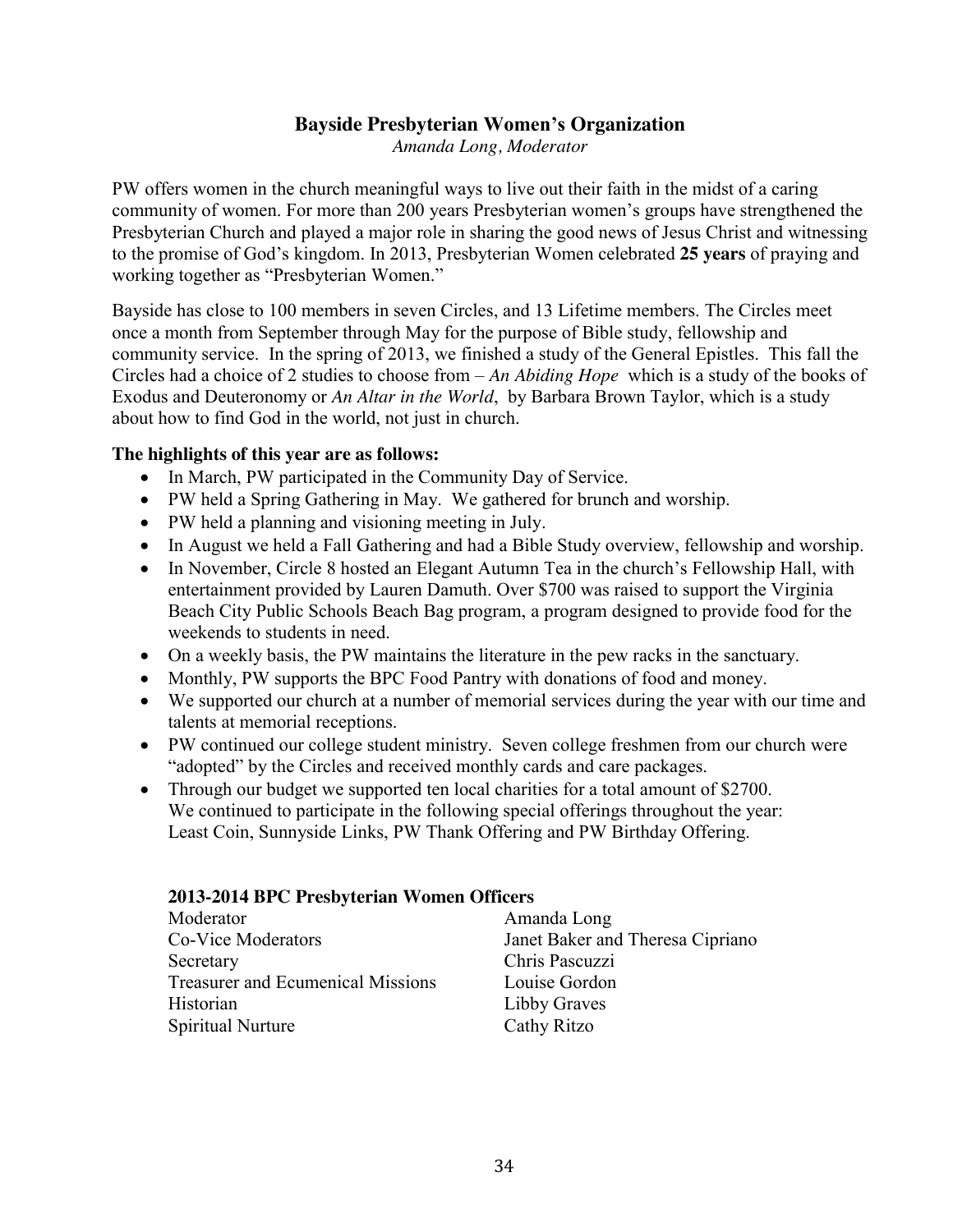## Bayside Presbyterian Women's Organization

*Amanda Long, Moderator*

PW offers women in the church meaningful ways to live out their faith in the midst of a caring community of women. For more than 200 years Presbyterian women's groups have strengthened the Presbyterian Church and played a major role in sharing the good news of Jesus Christ and witnessing to the promise of God's kingdom. In 2013, Presbyterian Women celebrated **25 years** of praying and working together as "Presbyterian Women."

Bayside has close to 100 members in seven Circles, and 13 Lifetime members. The Circles meet once a month from September through May for the purpose of Bible study, fellowship and community service. In the spring of 2013, we finished a study of the General Epistles. This fall the Circles had a choice of 2 studies to choose from – *An Abiding Hope* which is a study of the books of Exodus and Deuteronomy or *An Altar in the World*, by Barbara Brown Taylor, which is a study about how to find God in the world, not just in church.

**The highlights of this year are as follows:**

- In March, PW participated in the Community Day of Service.
- PW held a Spring Gathering in May. We gathered for brunch and worship.
- PW held a planning and visioning meeting in July.
- In August we held a Fall Gathering and had a Bible Study overview, fellowship and worship.
- In November, Circle 8 hosted an Elegant Autumn Tea in the church's Fellowship Hall, with entertainment provided by Lauren Damuth. Over $700 was raised to support the Virginia Beach City Public Schools Beach Bag program, a program designed to provide food for the weekends to students in need.
- On a weekly basis, the PW maintains the literature in the pew racks in the sanctuary.
- Monthly, PW supports the BPC Food Pantry with donations of food and money.
- We supported our church at a number of memorial services during the year with our time and talents at memorial receptions.
- PW continued our college student ministry. Seven college freshmen from our church were "adopted" by the Circles and received monthly cards and care packages.
- Through our budget we supported ten local charities for a total amount of $2700.
  We continued to participate in the following special offerings throughout the year:
  Least Coin, Sunnyside Links, PW Thank Offering and PW Birthday Offering.

**2013-2014 BPC Presbyterian Women Officers**

| | |
|---|---|
| Moderator | Amanda Long |
| Co-Vice Moderators | Janet Baker and Theresa Cipriano |
| Secretary | Chris Pascuzzi |
| Treasurer and Ecumenical Missions | Louise Gordon |
| Historian | Libby Graves |
| Spiritual Nurture | Cathy Ritzo |